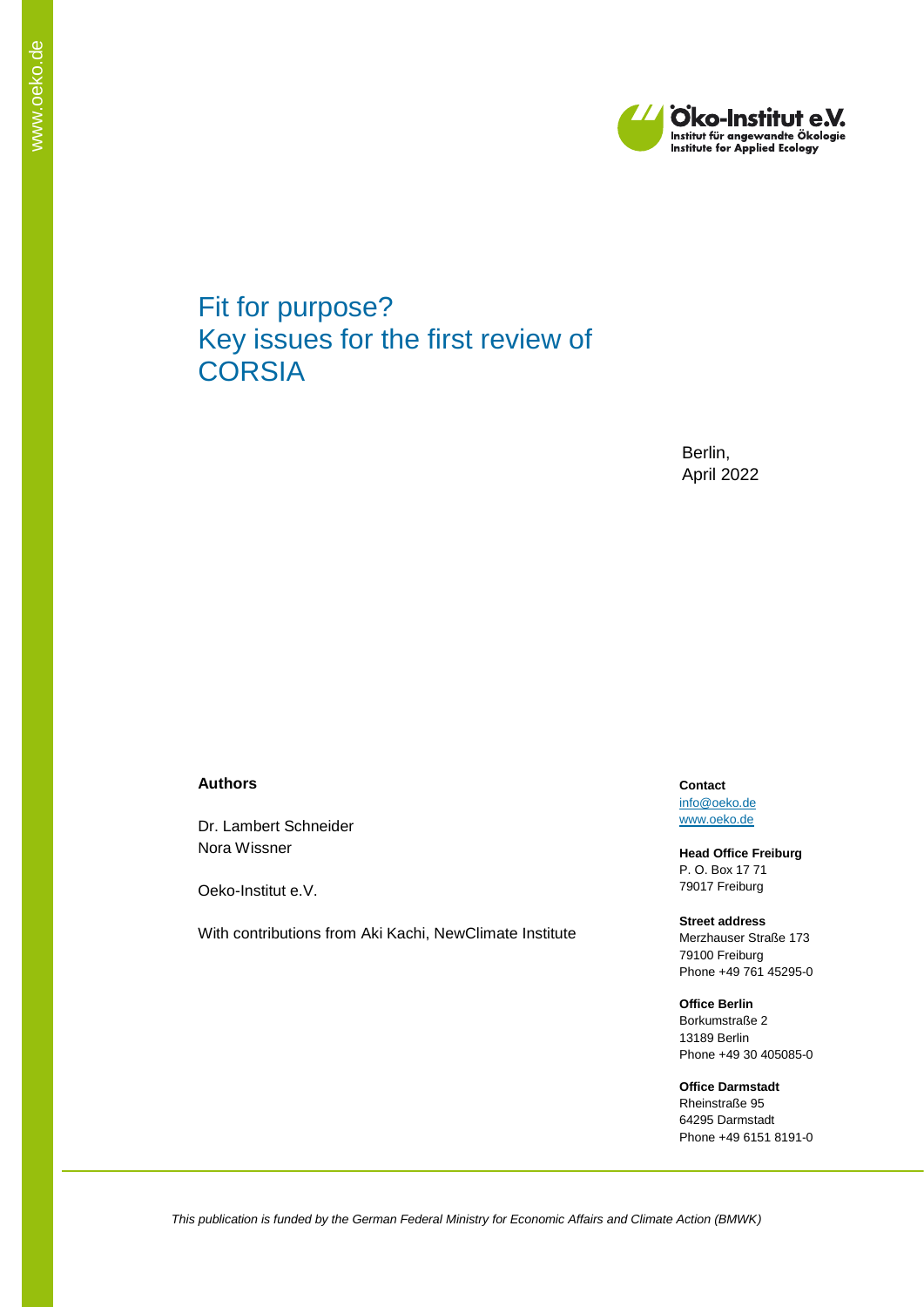# Fit for purpose?
# Key issues for the first review of CORSIA

Berlin,
April 2022

**Authors**

Dr. Lambert Schneider
Nora Wissner

Oeko-Institut e.V.

With contributions from Aki Kachi, NewClimate Institute

**Contact**
info@oeko.de
www.oeko.de

**Head Office Freiburg**
P. O. Box 17 71
79017 Freiburg

**Street address**
Merzhauser Straße 173
79100 Freiburg
Phone +49 761 45295-0

**Office Berlin**
Borkumstraße 2
13189 Berlin
Phone +49 30 405085-0

**Office Darmstadt**
Rheinstraße 95
64295 Darmstadt
Phone +49 6151 8191-0

*This publication is funded by the German Federal Ministry for Economic Affairs and Climate Action (BMWK)*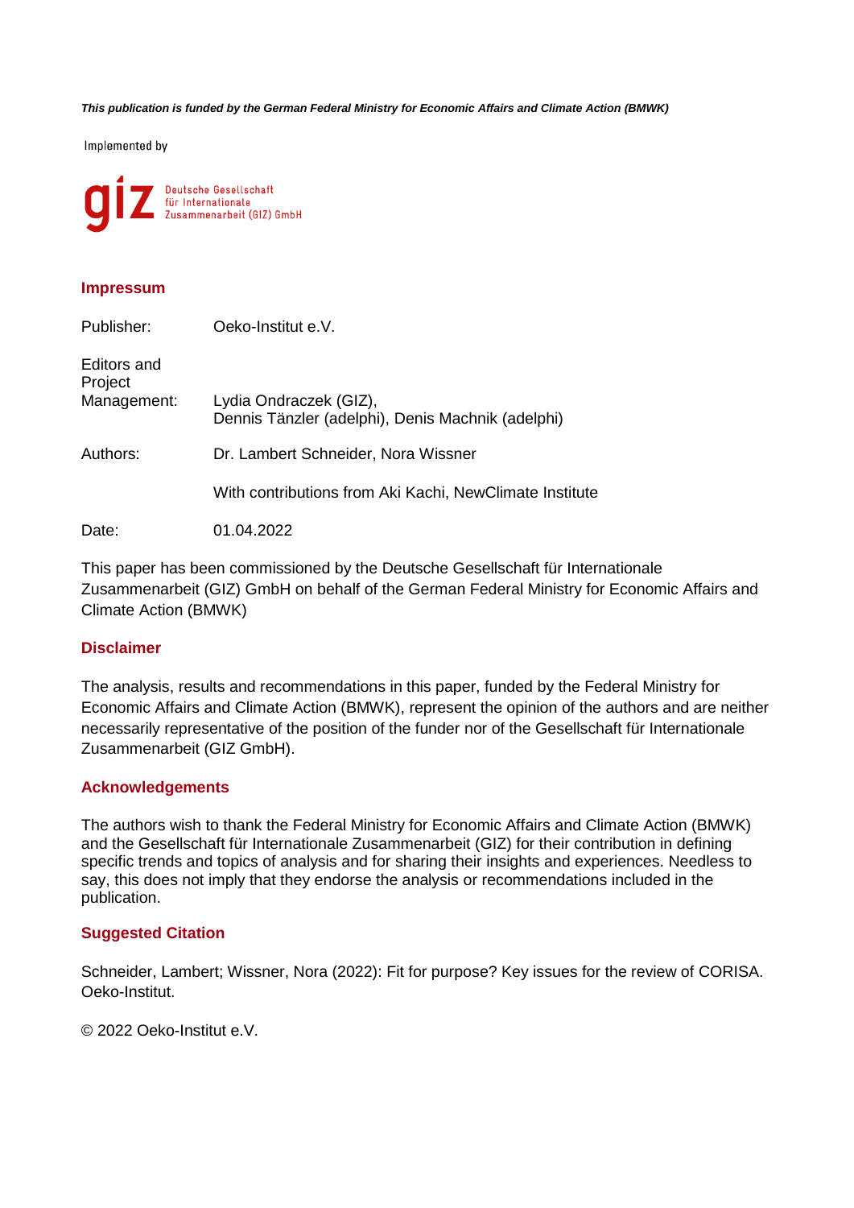***This publication is funded by the German Federal Ministry for Economic Affairs and Climate Action (BMWK)***

Implemented by

Deutsche Gesellschaft für Internationale Zusammenarbeit (GIZ) GmbH

## Impressum

| | |
|---|---|
| Publisher: | Oeko-Institut e.V. |
| Editors and Project Management: | Lydia Ondraczek (GIZ), Dennis Tänzler (adelphi), Denis Machnik (adelphi) |
| Authors: | Dr. Lambert Schneider, Nora Wissner |
| | With contributions from Aki Kachi, NewClimate Institute |
| Date: | 01.04.2022 |

This paper has been commissioned by the Deutsche Gesellschaft für Internationale Zusammenarbeit (GIZ) GmbH on behalf of the German Federal Ministry for Economic Affairs and Climate Action (BMWK)

## Disclaimer

The analysis, results and recommendations in this paper, funded by the Federal Ministry for Economic Affairs and Climate Action (BMWK), represent the opinion of the authors and are neither necessarily representative of the position of the funder nor of the Gesellschaft für Internationale Zusammenarbeit (GIZ GmbH).

## Acknowledgements

The authors wish to thank the Federal Ministry for Economic Affairs and Climate Action (BMWK) and the Gesellschaft für Internationale Zusammenarbeit (GIZ) for their contribution in defining specific trends and topics of analysis and for sharing their insights and experiences. Needless to say, this does not imply that they endorse the analysis or recommendations included in the publication.

## Suggested Citation

Schneider, Lambert; Wissner, Nora (2022): Fit for purpose? Key issues for the review of CORISA. Oeko-Institut.

© 2022 Oeko-Institut e.V.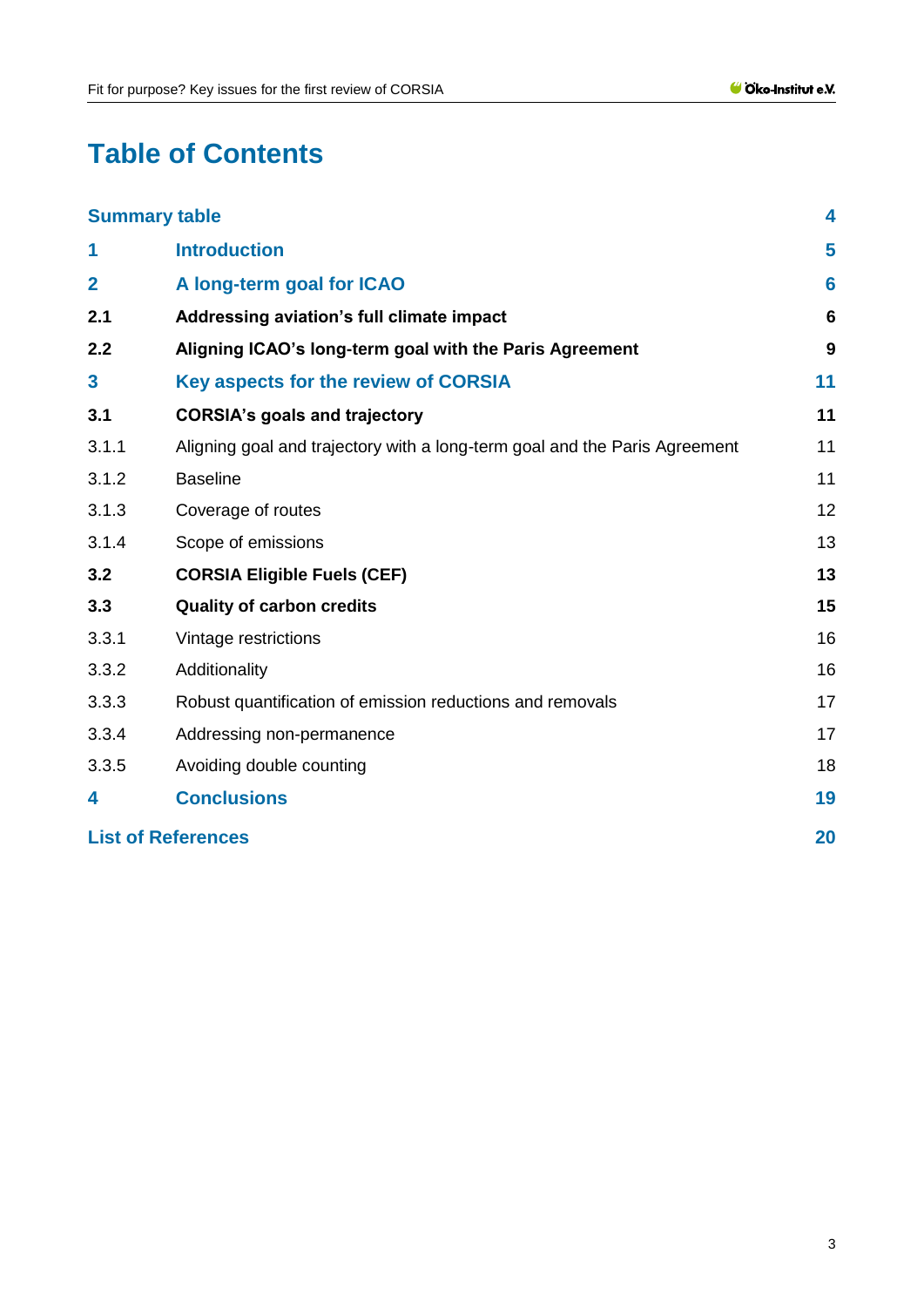# Table of Contents

| | | |
|---|---|---|
| **Summary table** | | **4** |
| **1** | **Introduction** | **5** |
| **2** | **A long-term goal for ICAO** | **6** |
| **2.1** | **Addressing aviation's full climate impact** | **6** |
| **2.2** | **Aligning ICAO's long-term goal with the Paris Agreement** | **9** |
| **3** | **Key aspects for the review of CORSIA** | **11** |
| **3.1** | **CORSIA's goals and trajectory** | **11** |
| 3.1.1 | Aligning goal and trajectory with a long-term goal and the Paris Agreement | 11 |
| 3.1.2 | Baseline | 11 |
| 3.1.3 | Coverage of routes | 12 |
| 3.1.4 | Scope of emissions | 13 |
| **3.2** | **CORSIA Eligible Fuels (CEF)** | **13** |
| **3.3** | **Quality of carbon credits** | **15** |
| 3.3.1 | Vintage restrictions | 16 |
| 3.3.2 | Additionality | 16 |
| 3.3.3 | Robust quantification of emission reductions and removals | 17 |
| 3.3.4 | Addressing non-permanence | 17 |
| 3.3.5 | Avoiding double counting | 18 |
| **4** | **Conclusions** | **19** |
| **List of References** | | **20** |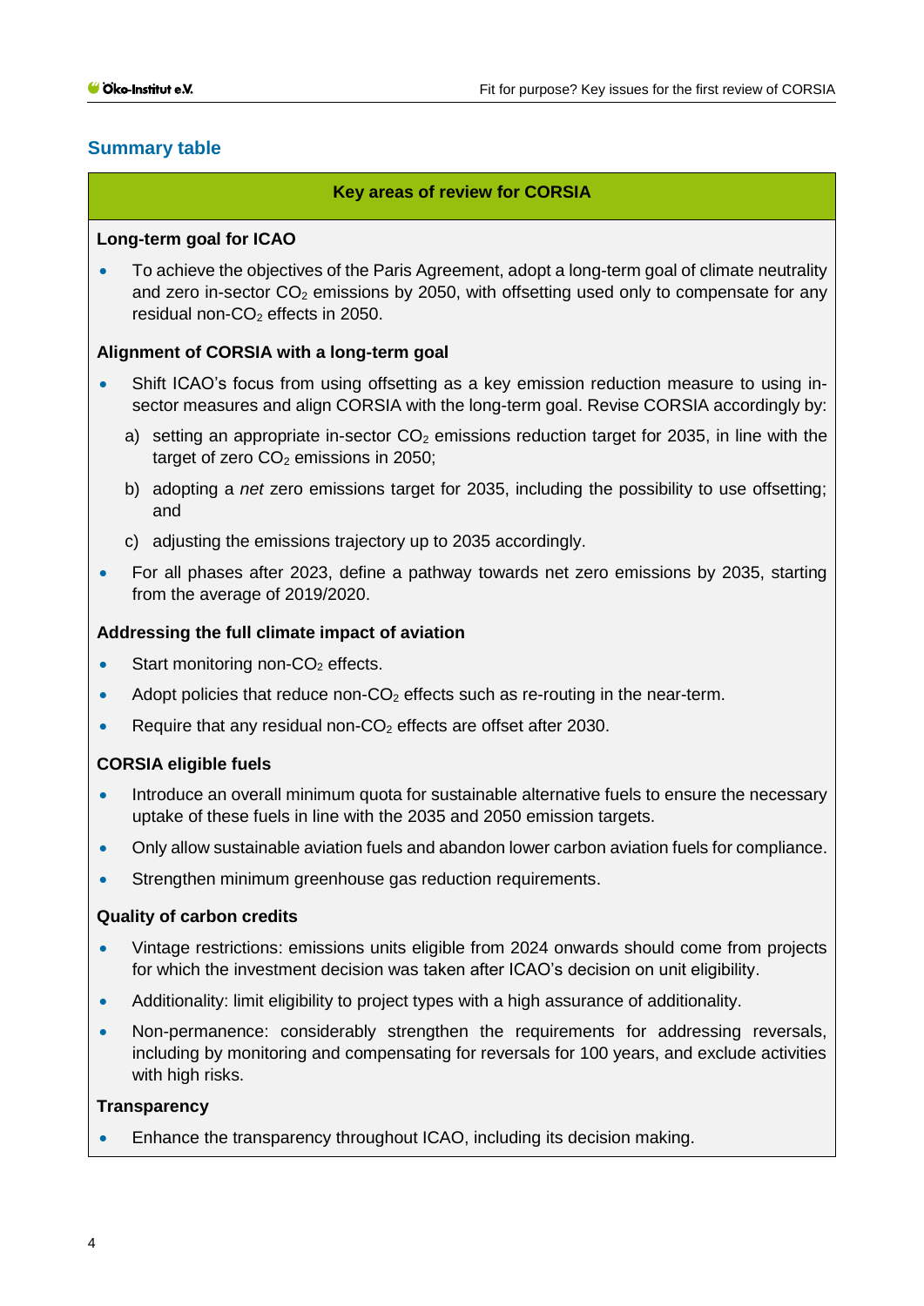## Summary table

**Key areas of review for CORSIA**

**Long-term goal for ICAO**

- To achieve the objectives of the Paris Agreement, adopt a long-term goal of climate neutrality and zero in-sector $CO_2$ emissions by 2050, with offsetting used only to compensate for any residual non-$CO_2$ effects in 2050.

**Alignment of CORSIA with a long-term goal**

- Shift ICAO's focus from using offsetting as a key emission reduction measure to using in-sector measures and align CORSIA with the long-term goal. Revise CORSIA accordingly by:
  a) setting an appropriate in-sector $CO_2$ emissions reduction target for 2035, in line with the target of zero $CO_2$ emissions in 2050;
  b) adopting a *net* zero emissions target for 2035, including the possibility to use offsetting; and
  c) adjusting the emissions trajectory up to 2035 accordingly.
- For all phases after 2023, define a pathway towards net zero emissions by 2035, starting from the average of 2019/2020.

**Addressing the full climate impact of aviation**

- Start monitoring non-$CO_2$ effects.
- Adopt policies that reduce non-$CO_2$ effects such as re-routing in the near-term.
- Require that any residual non-$CO_2$ effects are offset after 2030.

**CORSIA eligible fuels**

- Introduce an overall minimum quota for sustainable alternative fuels to ensure the necessary uptake of these fuels in line with the 2035 and 2050 emission targets.
- Only allow sustainable aviation fuels and abandon lower carbon aviation fuels for compliance.
- Strengthen minimum greenhouse gas reduction requirements.

**Quality of carbon credits**

- Vintage restrictions: emissions units eligible from 2024 onwards should come from projects for which the investment decision was taken after ICAO's decision on unit eligibility.
- Additionality: limit eligibility to project types with a high assurance of additionality.
- Non-permanence: considerably strengthen the requirements for addressing reversals, including by monitoring and compensating for reversals for 100 years, and exclude activities with high risks.

**Transparency**

- Enhance the transparency throughout ICAO, including its decision making.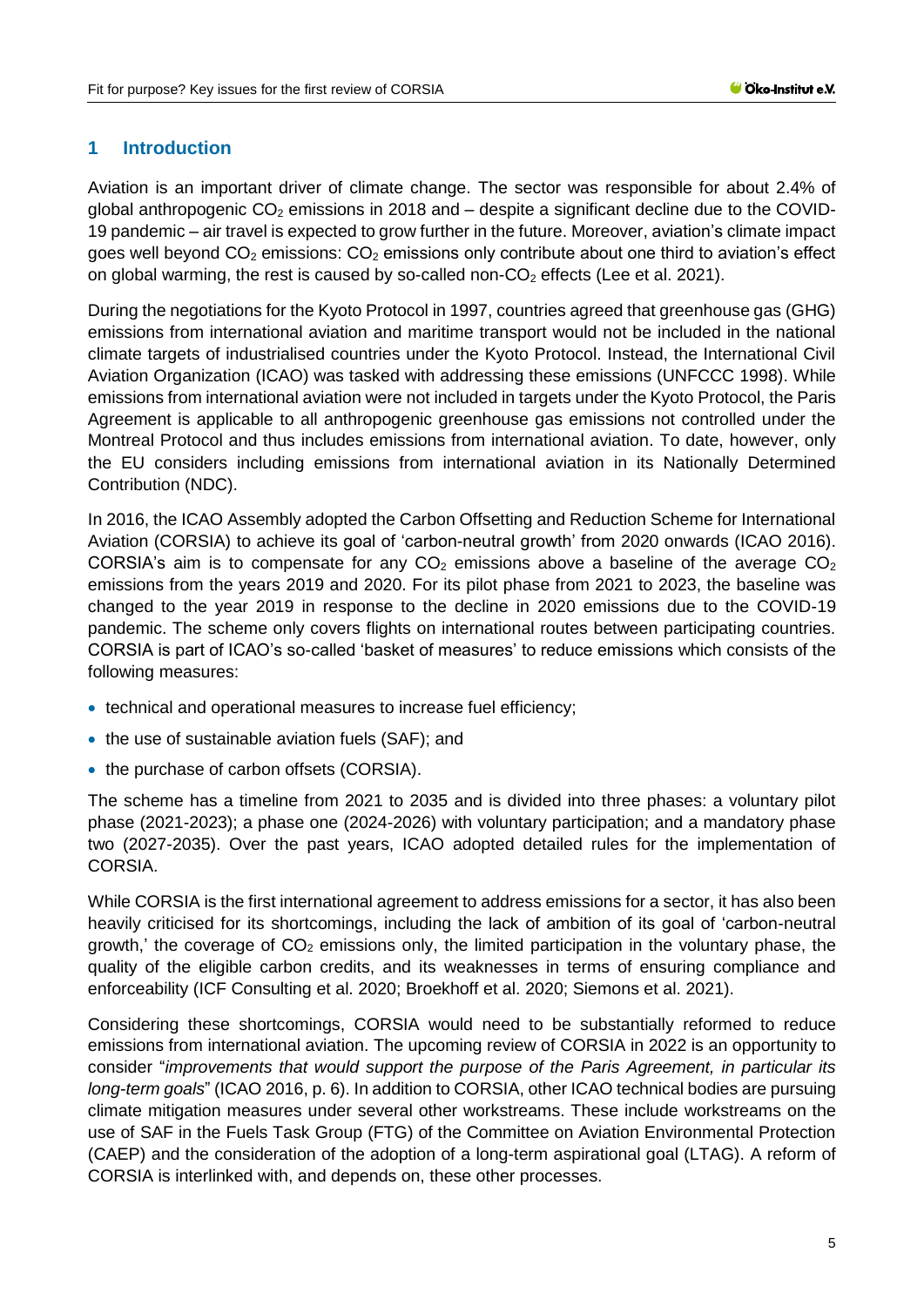# 1 Introduction

Aviation is an important driver of climate change. The sector was responsible for about 2.4% of global anthropogenic $CO_2$ emissions in 2018 and – despite a significant decline due to the COVID-19 pandemic – air travel is expected to grow further in the future. Moreover, aviation's climate impact goes well beyond $CO_2$ emissions: $CO_2$ emissions only contribute about one third to aviation's effect on global warming, the rest is caused by so-called non-$CO_2$ effects (Lee et al. 2021).

During the negotiations for the Kyoto Protocol in 1997, countries agreed that greenhouse gas (GHG) emissions from international aviation and maritime transport would not be included in the national climate targets of industrialised countries under the Kyoto Protocol. Instead, the International Civil Aviation Organization (ICAO) was tasked with addressing these emissions (UNFCCC 1998). While emissions from international aviation were not included in targets under the Kyoto Protocol, the Paris Agreement is applicable to all anthropogenic greenhouse gas emissions not controlled under the Montreal Protocol and thus includes emissions from international aviation. To date, however, only the EU considers including emissions from international aviation in its Nationally Determined Contribution (NDC).

In 2016, the ICAO Assembly adopted the Carbon Offsetting and Reduction Scheme for International Aviation (CORSIA) to achieve its goal of 'carbon-neutral growth' from 2020 onwards (ICAO 2016). CORSIA's aim is to compensate for any $CO_2$ emissions above a baseline of the average $CO_2$ emissions from the years 2019 and 2020. For its pilot phase from 2021 to 2023, the baseline was changed to the year 2019 in response to the decline in 2020 emissions due to the COVID-19 pandemic. The scheme only covers flights on international routes between participating countries. CORSIA is part of ICAO's so-called 'basket of measures' to reduce emissions which consists of the following measures:

- technical and operational measures to increase fuel efficiency;
- the use of sustainable aviation fuels (SAF); and
- the purchase of carbon offsets (CORSIA).

The scheme has a timeline from 2021 to 2035 and is divided into three phases: a voluntary pilot phase (2021-2023); a phase one (2024-2026) with voluntary participation; and a mandatory phase two (2027-2035). Over the past years, ICAO adopted detailed rules for the implementation of CORSIA.

While CORSIA is the first international agreement to address emissions for a sector, it has also been heavily criticised for its shortcomings, including the lack of ambition of its goal of 'carbon-neutral growth,' the coverage of $CO_2$ emissions only, the limited participation in the voluntary phase, the quality of the eligible carbon credits, and its weaknesses in terms of ensuring compliance and enforceability (ICF Consulting et al. 2020; Broekhoff et al. 2020; Siemons et al. 2021).

Considering these shortcomings, CORSIA would need to be substantially reformed to reduce emissions from international aviation. The upcoming review of CORSIA in 2022 is an opportunity to consider "*improvements that would support the purpose of the Paris Agreement, in particular its long-term goals*" (ICAO 2016, p. 6). In addition to CORSIA, other ICAO technical bodies are pursuing climate mitigation measures under several other workstreams. These include workstreams on the use of SAF in the Fuels Task Group (FTG) of the Committee on Aviation Environmental Protection (CAEP) and the consideration of the adoption of a long-term aspirational goal (LTAG). A reform of CORSIA is interlinked with, and depends on, these other processes.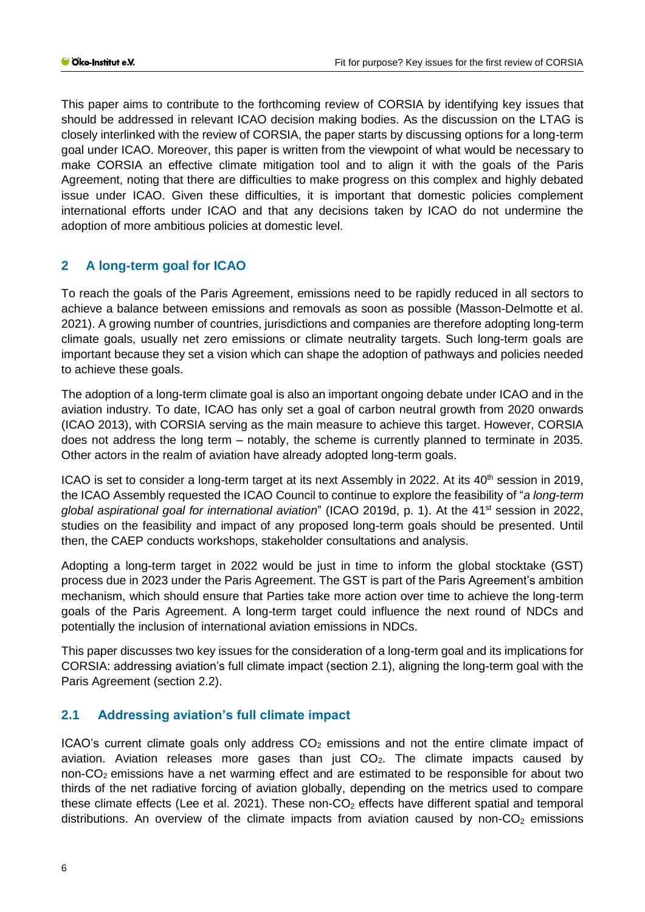This paper aims to contribute to the forthcoming review of CORSIA by identifying key issues that should be addressed in relevant ICAO decision making bodies. As the discussion on the LTAG is closely interlinked with the review of CORSIA, the paper starts by discussing options for a long-term goal under ICAO. Moreover, this paper is written from the viewpoint of what would be necessary to make CORSIA an effective climate mitigation tool and to align it with the goals of the Paris Agreement, noting that there are difficulties to make progress on this complex and highly debated issue under ICAO. Given these difficulties, it is important that domestic policies complement international efforts under ICAO and that any decisions taken by ICAO do not undermine the adoption of more ambitious policies at domestic level.

## 2 A long-term goal for ICAO

To reach the goals of the Paris Agreement, emissions need to be rapidly reduced in all sectors to achieve a balance between emissions and removals as soon as possible (Masson-Delmotte et al. 2021). A growing number of countries, jurisdictions and companies are therefore adopting long-term climate goals, usually net zero emissions or climate neutrality targets. Such long-term goals are important because they set a vision which can shape the adoption of pathways and policies needed to achieve these goals.

The adoption of a long-term climate goal is also an important ongoing debate under ICAO and in the aviation industry. To date, ICAO has only set a goal of carbon neutral growth from 2020 onwards (ICAO 2013), with CORSIA serving as the main measure to achieve this target. However, CORSIA does not address the long term – notably, the scheme is currently planned to terminate in 2035. Other actors in the realm of aviation have already adopted long-term goals.

ICAO is set to consider a long-term target at its next Assembly in 2022. At its 40th session in 2019, the ICAO Assembly requested the ICAO Council to continue to explore the feasibility of "*a long-term global aspirational goal for international aviation*" (ICAO 2019d, p. 1). At the 41st session in 2022, studies on the feasibility and impact of any proposed long-term goals should be presented. Until then, the CAEP conducts workshops, stakeholder consultations and analysis.

Adopting a long-term target in 2022 would be just in time to inform the global stocktake (GST) process due in 2023 under the Paris Agreement. The GST is part of the Paris Agreement's ambition mechanism, which should ensure that Parties take more action over time to achieve the long-term goals of the Paris Agreement. A long-term target could influence the next round of NDCs and potentially the inclusion of international aviation emissions in NDCs.

This paper discusses two key issues for the consideration of a long-term goal and its implications for CORSIA: addressing aviation's full climate impact (section 2.1), aligning the long-term goal with the Paris Agreement (section 2.2).

### 2.1 Addressing aviation's full climate impact

ICAO's current climate goals only address $CO_2$ emissions and not the entire climate impact of aviation. Aviation releases more gases than just $CO_2$. The climate impacts caused by non-$CO_2$ emissions have a net warming effect and are estimated to be responsible for about two thirds of the net radiative forcing of aviation globally, depending on the metrics used to compare these climate effects (Lee et al. 2021). These non-$CO_2$ effects have different spatial and temporal distributions. An overview of the climate impacts from aviation caused by non-$CO_2$ emissions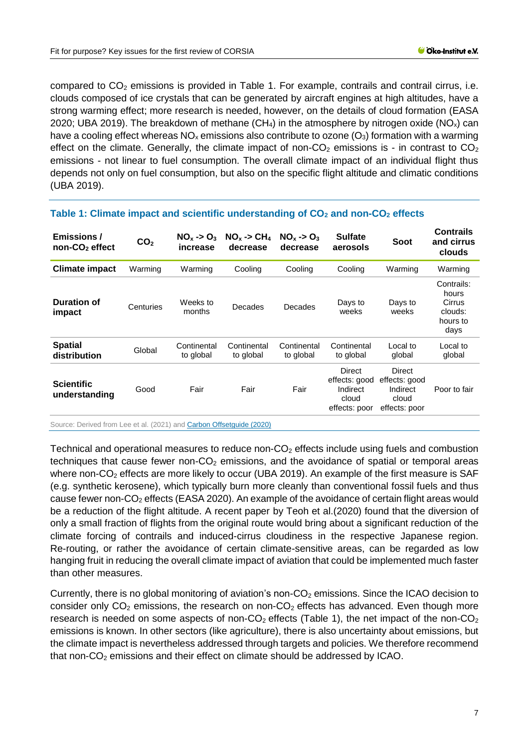compared to $CO_2$ emissions is provided in Table 1. For example, contrails and contrail cirrus, i.e. clouds composed of ice crystals that can be generated by aircraft engines at high altitudes, have a strong warming effect; more research is needed, however, on the details of cloud formation (EASA 2020; UBA 2019). The breakdown of methane ($CH_4$) in the atmosphere by nitrogen oxide ($NO_x$) can have a cooling effect whereas $NO_x$ emissions also contribute to ozone ($O_3$) formation with a warming effect on the climate. Generally, the climate impact of non-$CO_2$ emissions is - in contrast to $CO_2$ emissions - not linear to fuel consumption. The overall climate impact of an individual flight thus depends not only on fuel consumption, but also on the specific flight altitude and climatic conditions (UBA 2019).

**Table 1: Climate impact and scientific understanding of $CO_2$ and non-$CO_2$ effects**

| Emissions / non-$CO_2$ effect | $CO_2$ | $NO_x$ -> $O_3$ increase | $NO_x$ -> $CH_4$ decrease | $NO_x$ -> $O_3$ decrease | Sulfate aerosols | Soot | Contrails and cirrus clouds |
|---|---|---|---|---|---|---|---|
| **Climate impact** | Warming | Warming | Cooling | Cooling | Cooling | Warming | Warming |
| **Duration of impact** | Centuries | Weeks to months | Decades | Decades | Days to weeks | Days to weeks | Contrails: hours Cirrus clouds: hours to days |
| **Spatial distribution** | Global | Continental to global | Continental to global | Continental to global | Continental to global | Local to global | Local to global |
| **Scientific understanding** | Good | Fair | Fair | Fair | Direct effects: good Indirect cloud effects: poor | Direct effects: good Indirect cloud effects: poor | Poor to fair |

Source: Derived from Lee et al. (2021) and Carbon Offsetguide (2020)

Technical and operational measures to reduce non-$CO_2$ effects include using fuels and combustion techniques that cause fewer non-$CO_2$ emissions, and the avoidance of spatial or temporal areas where non-$CO_2$ effects are more likely to occur (UBA 2019). An example of the first measure is SAF (e.g. synthetic kerosene), which typically burn more cleanly than conventional fossil fuels and thus cause fewer non-$CO_2$ effects (EASA 2020). An example of the avoidance of certain flight areas would be a reduction of the flight altitude. A recent paper by Teoh et al.(2020) found that the diversion of only a small fraction of flights from the original route would bring about a significant reduction of the climate forcing of contrails and induced-cirrus cloudiness in the respective Japanese region. Re-routing, or rather the avoidance of certain climate-sensitive areas, can be regarded as low hanging fruit in reducing the overall climate impact of aviation that could be implemented much faster than other measures.

Currently, there is no global monitoring of aviation's non-$CO_2$ emissions. Since the ICAO decision to consider only $CO_2$ emissions, the research on non-$CO_2$ effects has advanced. Even though more research is needed on some aspects of non-$CO_2$ effects (Table 1), the net impact of the non-$CO_2$ emissions is known. In other sectors (like agriculture), there is also uncertainty about emissions, but the climate impact is nevertheless addressed through targets and policies. We therefore recommend that non-$CO_2$ emissions and their effect on climate should be addressed by ICAO.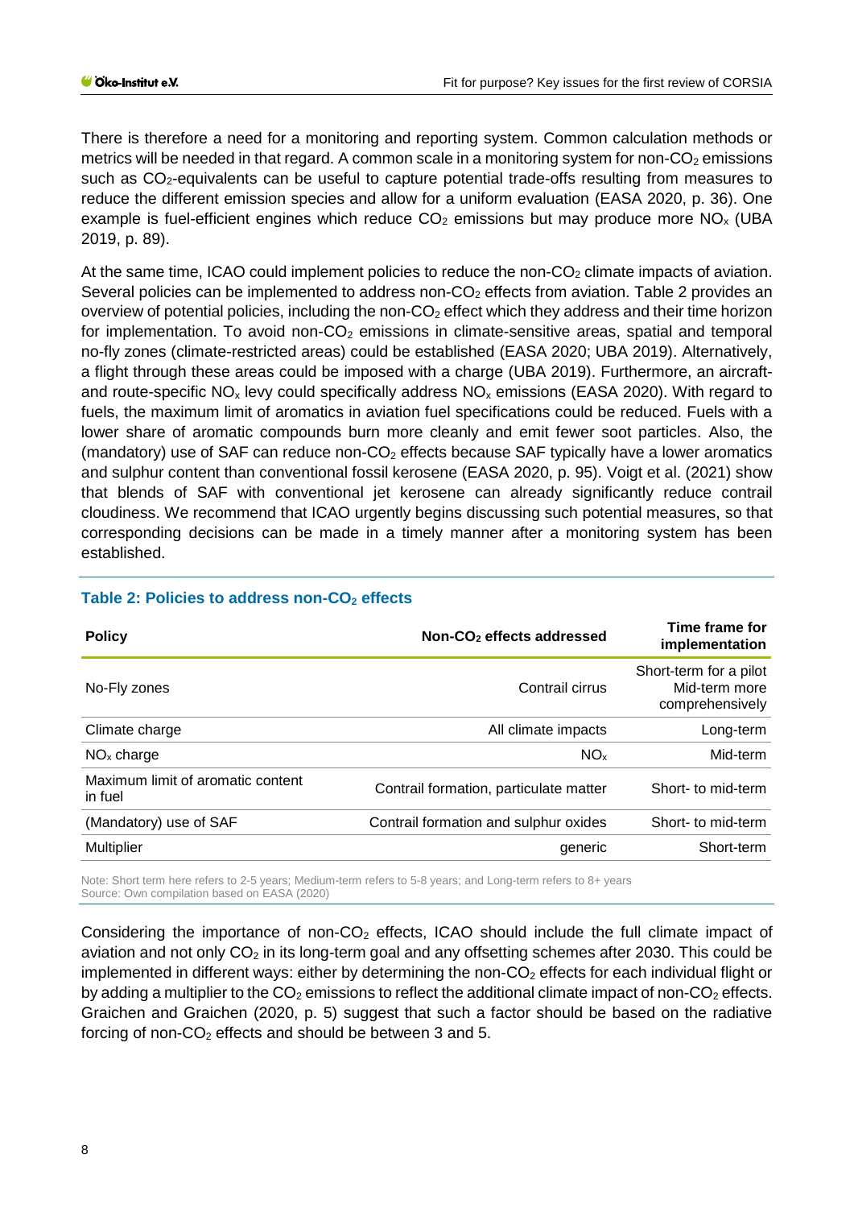There is therefore a need for a monitoring and reporting system. Common calculation methods or metrics will be needed in that regard. A common scale in a monitoring system for non-$CO_2$ emissions such as $CO_2$-equivalents can be useful to capture potential trade-offs resulting from measures to reduce the different emission species and allow for a uniform evaluation (EASA 2020, p. 36). One example is fuel-efficient engines which reduce $CO_2$ emissions but may produce more $NO_x$ (UBA 2019, p. 89).

At the same time, ICAO could implement policies to reduce the non-$CO_2$ climate impacts of aviation. Several policies can be implemented to address non-$CO_2$ effects from aviation. Table 2 provides an overview of potential policies, including the non-$CO_2$ effect which they address and their time horizon for implementation. To avoid non-$CO_2$ emissions in climate-sensitive areas, spatial and temporal no-fly zones (climate-restricted areas) could be established (EASA 2020; UBA 2019). Alternatively, a flight through these areas could be imposed with a charge (UBA 2019). Furthermore, an aircraft- and route-specific $NO_x$ levy could specifically address $NO_x$ emissions (EASA 2020). With regard to fuels, the maximum limit of aromatics in aviation fuel specifications could be reduced. Fuels with a lower share of aromatic compounds burn more cleanly and emit fewer soot particles. Also, the (mandatory) use of SAF can reduce non-$CO_2$ effects because SAF typically have a lower aromatics and sulphur content than conventional fossil kerosene (EASA 2020, p. 95). Voigt et al. (2021) show that blends of SAF with conventional jet kerosene can already significantly reduce contrail cloudiness. We recommend that ICAO urgently begins discussing such potential measures, so that corresponding decisions can be made in a timely manner after a monitoring system has been established.

**Table 2: Policies to address non-$CO_2$ effects**

| Policy | Non-$CO_2$ effects addressed | Time frame for implementation |
|---|---|---|
| No-Fly zones | Contrail cirrus | Short-term for a pilot Mid-term more comprehensively |
| Climate charge | All climate impacts | Long-term |
| $NO_x$ charge | $NO_x$ | Mid-term |
| Maximum limit of aromatic content in fuel | Contrail formation, particulate matter | Short- to mid-term |
| (Mandatory) use of SAF | Contrail formation and sulphur oxides | Short- to mid-term |
| Multiplier | generic | Short-term |

Note: Short term here refers to 2-5 years; Medium-term refers to 5-8 years; and Long-term refers to 8+ years
Source: Own compilation based on EASA (2020)

Considering the importance of non-$CO_2$ effects, ICAO should include the full climate impact of aviation and not only $CO_2$ in its long-term goal and any offsetting schemes after 2030. This could be implemented in different ways: either by determining the non-$CO_2$ effects for each individual flight or by adding a multiplier to the $CO_2$ emissions to reflect the additional climate impact of non-$CO_2$ effects. Graichen and Graichen (2020, p. 5) suggest that such a factor should be based on the radiative forcing of non-$CO_2$ effects and should be between 3 and 5.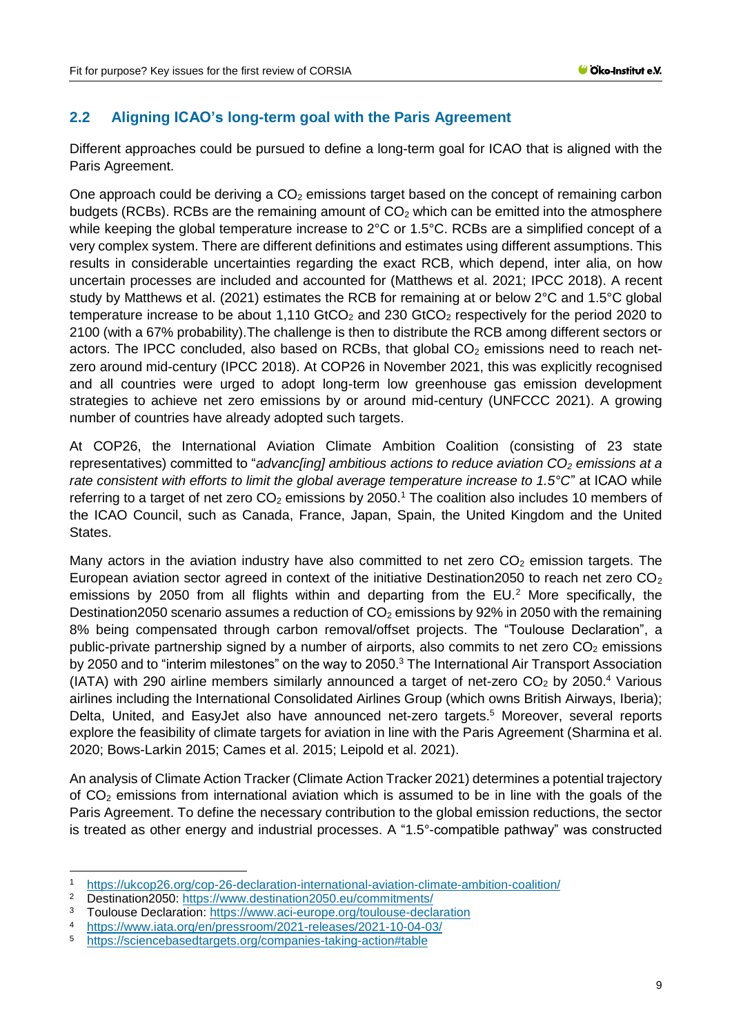## 2.2 Aligning ICAO's long-term goal with the Paris Agreement

Different approaches could be pursued to define a long-term goal for ICAO that is aligned with the Paris Agreement.

One approach could be deriving a $CO_2$ emissions target based on the concept of remaining carbon budgets (RCBs). RCBs are the remaining amount of $CO_2$ which can be emitted into the atmosphere while keeping the global temperature increase to 2°C or 1.5°C. RCBs are a simplified concept of a very complex system. There are different definitions and estimates using different assumptions. This results in considerable uncertainties regarding the exact RCB, which depend, inter alia, on how uncertain processes are included and accounted for (Matthews et al. 2021; IPCC 2018). A recent study by Matthews et al. (2021) estimates the RCB for remaining at or below 2°C and 1.5°C global temperature increase to be about 1,110 $GtCO_2$ and 230 $GtCO_2$ respectively for the period 2020 to 2100 (with a 67% probability).The challenge is then to distribute the RCB among different sectors or actors. The IPCC concluded, also based on RCBs, that global $CO_2$ emissions need to reach net-zero around mid-century (IPCC 2018). At COP26 in November 2021, this was explicitly recognised and all countries were urged to adopt long-term low greenhouse gas emission development strategies to achieve net zero emissions by or around mid-century (UNFCCC 2021). A growing number of countries have already adopted such targets.

At COP26, the International Aviation Climate Ambition Coalition (consisting of 23 state representatives) committed to "*advanc[ing] ambitious actions to reduce aviation $CO_2$ emissions at a rate consistent with efforts to limit the global average temperature increase to 1.5°C*" at ICAO while referring to a target of net zero $CO_2$ emissions by 2050.[1] The coalition also includes 10 members of the ICAO Council, such as Canada, France, Japan, Spain, the United Kingdom and the United States.

Many actors in the aviation industry have also committed to net zero $CO_2$ emission targets. The European aviation sector agreed in context of the initiative Destination2050 to reach net zero $CO_2$ emissions by 2050 from all flights within and departing from the EU.[2] More specifically, the Destination2050 scenario assumes a reduction of $CO_2$ emissions by 92% in 2050 with the remaining 8% being compensated through carbon removal/offset projects. The "Toulouse Declaration", a public-private partnership signed by a number of airports, also commits to net zero $CO_2$ emissions by 2050 and to "interim milestones" on the way to 2050.[3] The International Air Transport Association (IATA) with 290 airline members similarly announced a target of net-zero $CO_2$ by 2050.[4] Various airlines including the International Consolidated Airlines Group (which owns British Airways, Iberia); Delta, United, and EasyJet also have announced net-zero targets.[5] Moreover, several reports explore the feasibility of climate targets for aviation in line with the Paris Agreement (Sharmina et al. 2020; Bows-Larkin 2015; Cames et al. 2015; Leipold et al. 2021).

An analysis of Climate Action Tracker (Climate Action Tracker 2021) determines a potential trajectory of $CO_2$ emissions from international aviation which is assumed to be in line with the goals of the Paris Agreement. To define the necessary contribution to the global emission reductions, the sector is treated as other energy and industrial processes. A "1.5°-compatible pathway" was constructed

---

[1] https://ukcop26.org/cop-26-declaration-international-aviation-climate-ambition-coalition/
[2] Destination2050: https://www.destination2050.eu/commitments/
[3] Toulouse Declaration: https://www.aci-europe.org/toulouse-declaration
[4] https://www.iata.org/en/pressroom/2021-releases/2021-10-04-03/
[5] https://sciencebasedtargets.org/companies-taking-action#table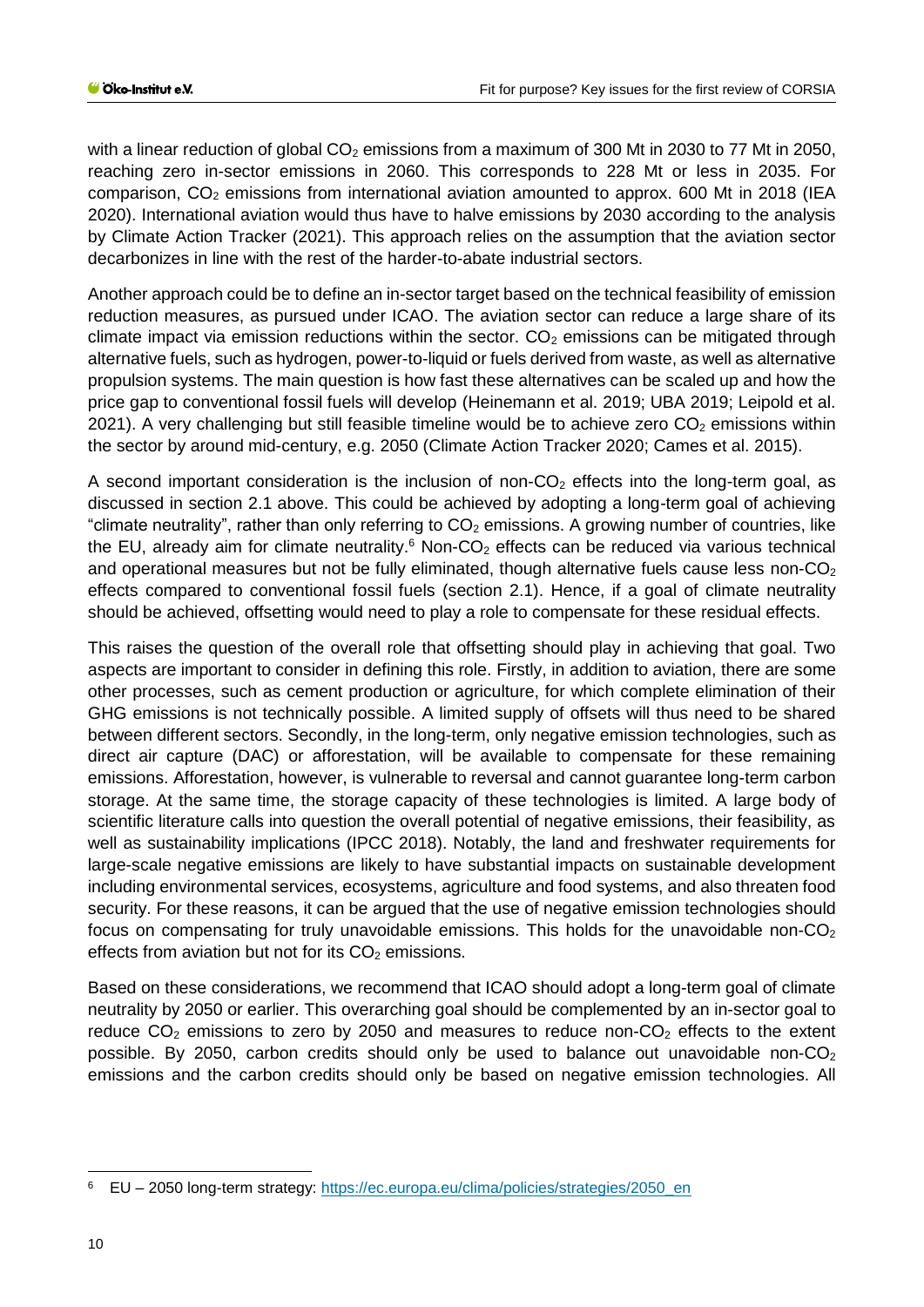with a linear reduction of global $CO_2$ emissions from a maximum of 300 Mt in 2030 to 77 Mt in 2050, reaching zero in-sector emissions in 2060. This corresponds to 228 Mt or less in 2035. For comparison, $CO_2$ emissions from international aviation amounted to approx. 600 Mt in 2018 (IEA 2020). International aviation would thus have to halve emissions by 2030 according to the analysis by Climate Action Tracker (2021). This approach relies on the assumption that the aviation sector decarbonizes in line with the rest of the harder-to-abate industrial sectors.

Another approach could be to define an in-sector target based on the technical feasibility of emission reduction measures, as pursued under ICAO. The aviation sector can reduce a large share of its climate impact via emission reductions within the sector. $CO_2$ emissions can be mitigated through alternative fuels, such as hydrogen, power-to-liquid or fuels derived from waste, as well as alternative propulsion systems. The main question is how fast these alternatives can be scaled up and how the price gap to conventional fossil fuels will develop (Heinemann et al. 2019; UBA 2019; Leipold et al. 2021). A very challenging but still feasible timeline would be to achieve zero $CO_2$ emissions within the sector by around mid-century, e.g. 2050 (Climate Action Tracker 2020; Cames et al. 2015).

A second important consideration is the inclusion of non-$CO_2$ effects into the long-term goal, as discussed in section 2.1 above. This could be achieved by adopting a long-term goal of achieving "climate neutrality", rather than only referring to $CO_2$ emissions. A growing number of countries, like the EU, already aim for climate neutrality.[6] Non-$CO_2$ effects can be reduced via various technical and operational measures but not be fully eliminated, though alternative fuels cause less non-$CO_2$ effects compared to conventional fossil fuels (section 2.1). Hence, if a goal of climate neutrality should be achieved, offsetting would need to play a role to compensate for these residual effects.

This raises the question of the overall role that offsetting should play in achieving that goal. Two aspects are important to consider in defining this role. Firstly, in addition to aviation, there are some other processes, such as cement production or agriculture, for which complete elimination of their GHG emissions is not technically possible. A limited supply of offsets will thus need to be shared between different sectors. Secondly, in the long-term, only negative emission technologies, such as direct air capture (DAC) or afforestation, will be available to compensate for these remaining emissions. Afforestation, however, is vulnerable to reversal and cannot guarantee long-term carbon storage. At the same time, the storage capacity of these technologies is limited. A large body of scientific literature calls into question the overall potential of negative emissions, their feasibility, as well as sustainability implications (IPCC 2018). Notably, the land and freshwater requirements for large-scale negative emissions are likely to have substantial impacts on sustainable development including environmental services, ecosystems, agriculture and food systems, and also threaten food security. For these reasons, it can be argued that the use of negative emission technologies should focus on compensating for truly unavoidable emissions. This holds for the unavoidable non-$CO_2$ effects from aviation but not for its $CO_2$ emissions.

Based on these considerations, we recommend that ICAO should adopt a long-term goal of climate neutrality by 2050 or earlier. This overarching goal should be complemented by an in-sector goal to reduce $CO_2$ emissions to zero by 2050 and measures to reduce non-$CO_2$ effects to the extent possible. By 2050, carbon credits should only be used to balance out unavoidable non-$CO_2$ emissions and the carbon credits should only be based on negative emission technologies. All

[6] EU – 2050 long-term strategy: https://ec.europa.eu/clima/policies/strategies/2050_en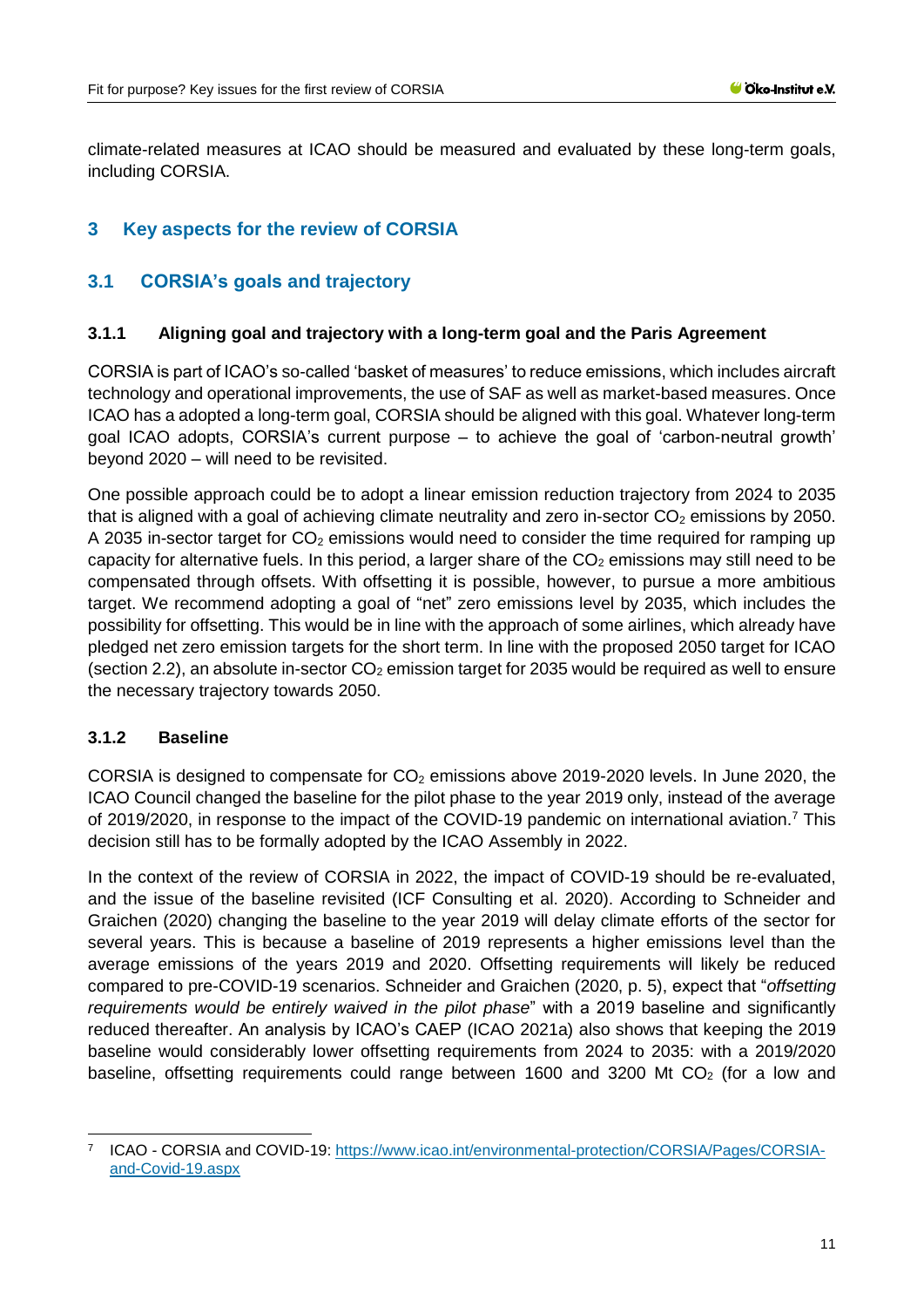climate-related measures at ICAO should be measured and evaluated by these long-term goals, including CORSIA.

# 3 Key aspects for the review of CORSIA

## 3.1 CORSIA's goals and trajectory

### 3.1.1 Aligning goal and trajectory with a long-term goal and the Paris Agreement

CORSIA is part of ICAO's so-called 'basket of measures' to reduce emissions, which includes aircraft technology and operational improvements, the use of SAF as well as market-based measures. Once ICAO has a adopted a long-term goal, CORSIA should be aligned with this goal. Whatever long-term goal ICAO adopts, CORSIA's current purpose – to achieve the goal of 'carbon-neutral growth' beyond 2020 – will need to be revisited.

One possible approach could be to adopt a linear emission reduction trajectory from 2024 to 2035 that is aligned with a goal of achieving climate neutrality and zero in-sector $CO_2$ emissions by 2050. A 2035 in-sector target for $CO_2$ emissions would need to consider the time required for ramping up capacity for alternative fuels. In this period, a larger share of the $CO_2$ emissions may still need to be compensated through offsets. With offsetting it is possible, however, to pursue a more ambitious target. We recommend adopting a goal of "net" zero emissions level by 2035, which includes the possibility for offsetting. This would be in line with the approach of some airlines, which already have pledged net zero emission targets for the short term. In line with the proposed 2050 target for ICAO (section 2.2), an absolute in-sector $CO_2$ emission target for 2035 would be required as well to ensure the necessary trajectory towards 2050.

### 3.1.2 Baseline

CORSIA is designed to compensate for $CO_2$ emissions above 2019-2020 levels. In June 2020, the ICAO Council changed the baseline for the pilot phase to the year 2019 only, instead of the average of 2019/2020, in response to the impact of the COVID-19 pandemic on international aviation.[7] This decision still has to be formally adopted by the ICAO Assembly in 2022.

In the context of the review of CORSIA in 2022, the impact of COVID-19 should be re-evaluated, and the issue of the baseline revisited (ICF Consulting et al. 2020). According to Schneider and Graichen (2020) changing the baseline to the year 2019 will delay climate efforts of the sector for several years. This is because a baseline of 2019 represents a higher emissions level than the average emissions of the years 2019 and 2020. Offsetting requirements will likely be reduced compared to pre-COVID-19 scenarios. Schneider and Graichen (2020, p. 5), expect that "*offsetting requirements would be entirely waived in the pilot phase*" with a 2019 baseline and significantly reduced thereafter. An analysis by ICAO's CAEP (ICAO 2021a) also shows that keeping the 2019 baseline would considerably lower offsetting requirements from 2024 to 2035: with a 2019/2020 baseline, offsetting requirements could range between 1600 and 3200 Mt $CO_2$ (for a low and

[7] ICAO - CORSIA and COVID-19: https://www.icao.int/environmental-protection/CORSIA/Pages/CORSIA-and-Covid-19.aspx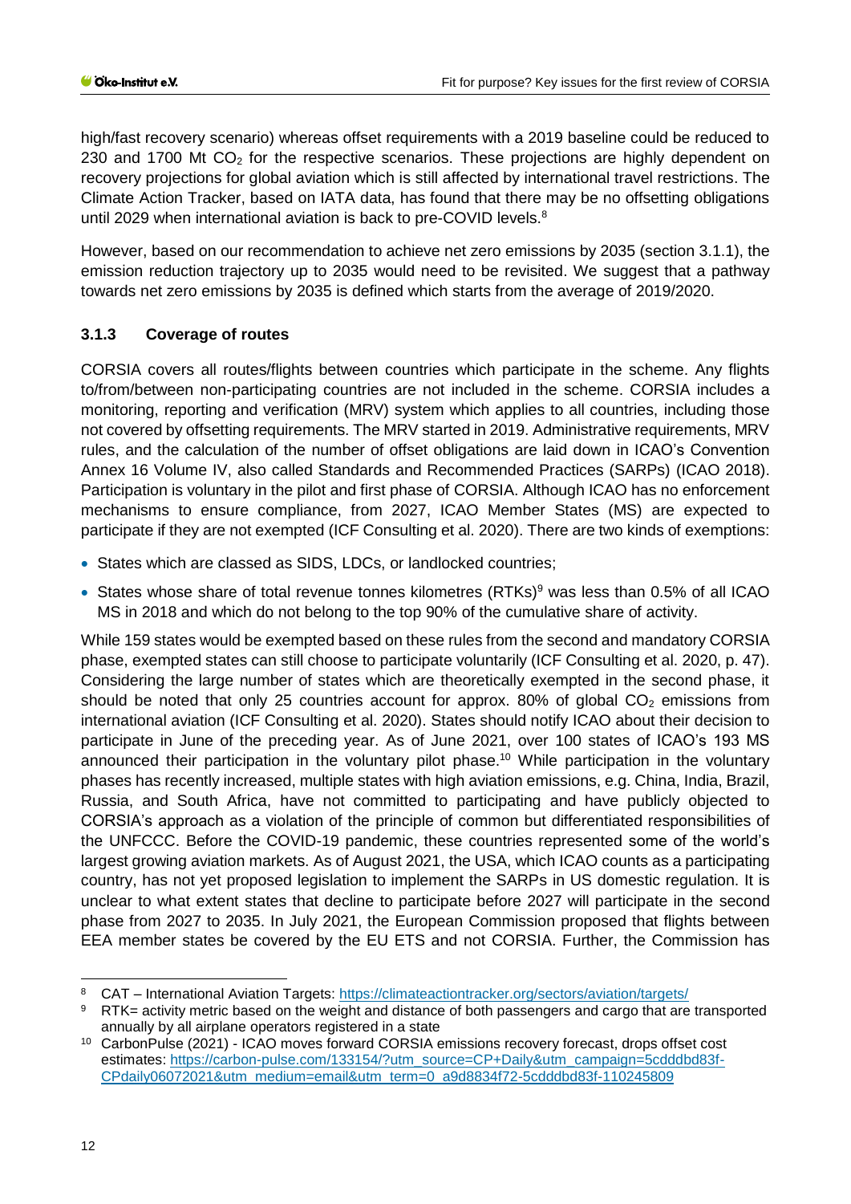high/fast recovery scenario) whereas offset requirements with a 2019 baseline could be reduced to 230 and 1700 Mt $CO_2$ for the respective scenarios. These projections are highly dependent on recovery projections for global aviation which is still affected by international travel restrictions. The Climate Action Tracker, based on IATA data, has found that there may be no offsetting obligations until 2029 when international aviation is back to pre-COVID levels.[8]

However, based on our recommendation to achieve net zero emissions by 2035 (section 3.1.1), the emission reduction trajectory up to 2035 would need to be revisited. We suggest that a pathway towards net zero emissions by 2035 is defined which starts from the average of 2019/2020.

### 3.1.3 Coverage of routes

CORSIA covers all routes/flights between countries which participate in the scheme. Any flights to/from/between non-participating countries are not included in the scheme. CORSIA includes a monitoring, reporting and verification (MRV) system which applies to all countries, including those not covered by offsetting requirements. The MRV started in 2019. Administrative requirements, MRV rules, and the calculation of the number of offset obligations are laid down in ICAO's Convention Annex 16 Volume IV, also called Standards and Recommended Practices (SARPs) (ICAO 2018). Participation is voluntary in the pilot and first phase of CORSIA. Although ICAO has no enforcement mechanisms to ensure compliance, from 2027, ICAO Member States (MS) are expected to participate if they are not exempted (ICF Consulting et al. 2020). There are two kinds of exemptions:

- States which are classed as SIDS, LDCs, or landlocked countries;
- States whose share of total revenue tonnes kilometres (RTKs)[9] was less than 0.5% of all ICAO MS in 2018 and which do not belong to the top 90% of the cumulative share of activity.

While 159 states would be exempted based on these rules from the second and mandatory CORSIA phase, exempted states can still choose to participate voluntarily (ICF Consulting et al. 2020, p. 47). Considering the large number of states which are theoretically exempted in the second phase, it should be noted that only 25 countries account for approx. 80% of global $CO_2$ emissions from international aviation (ICF Consulting et al. 2020). States should notify ICAO about their decision to participate in June of the preceding year. As of June 2021, over 100 states of ICAO's 193 MS announced their participation in the voluntary pilot phase.[10] While participation in the voluntary phases has recently increased, multiple states with high aviation emissions, e.g. China, India, Brazil, Russia, and South Africa, have not committed to participating and have publicly objected to CORSIA's approach as a violation of the principle of common but differentiated responsibilities of the UNFCCC. Before the COVID-19 pandemic, these countries represented some of the world's largest growing aviation markets. As of August 2021, the USA, which ICAO counts as a participating country, has not yet proposed legislation to implement the SARPs in US domestic regulation. It is unclear to what extent states that decline to participate before 2027 will participate in the second phase from 2027 to 2035. In July 2021, the European Commission proposed that flights between EEA member states be covered by the EU ETS and not CORSIA. Further, the Commission has

---

[8] CAT – International Aviation Targets: https://climateactiontracker.org/sectors/aviation/targets/

[9] RTK= activity metric based on the weight and distance of both passengers and cargo that are transported annually by all airplane operators registered in a state

[10] CarbonPulse (2021) - ICAO moves forward CORSIA emissions recovery forecast, drops offset cost estimates: https://carbon-pulse.com/133154/?utm_source=CP+Daily&utm_campaign=5cdddbd83f-CPdaily06072021&utm_medium=email&utm_term=0_a9d8834f72-5cdddbd83f-110245809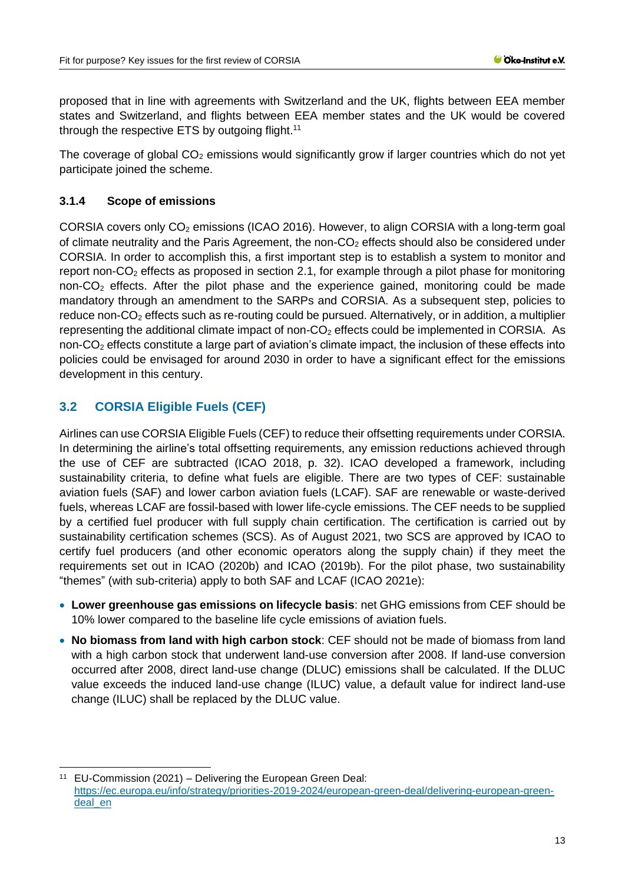proposed that in line with agreements with Switzerland and the UK, flights between EEA member states and Switzerland, and flights between EEA member states and the UK would be covered through the respective ETS by outgoing flight.[11]

The coverage of global $CO_2$ emissions would significantly grow if larger countries which do not yet participate joined the scheme.

#### 3.1.4 Scope of emissions

CORSIA covers only $CO_2$ emissions (ICAO 2016). However, to align CORSIA with a long-term goal of climate neutrality and the Paris Agreement, the non-$CO_2$ effects should also be considered under CORSIA. In order to accomplish this, a first important step is to establish a system to monitor and report non-$CO_2$ effects as proposed in section 2.1, for example through a pilot phase for monitoring non-$CO_2$ effects. After the pilot phase and the experience gained, monitoring could be made mandatory through an amendment to the SARPs and CORSIA. As a subsequent step, policies to reduce non-$CO_2$ effects such as re-routing could be pursued. Alternatively, or in addition, a multiplier representing the additional climate impact of non-$CO_2$ effects could be implemented in CORSIA. As non-$CO_2$ effects constitute a large part of aviation's climate impact, the inclusion of these effects into policies could be envisaged for around 2030 in order to have a significant effect for the emissions development in this century.

## 3.2 CORSIA Eligible Fuels (CEF)

Airlines can use CORSIA Eligible Fuels (CEF) to reduce their offsetting requirements under CORSIA. In determining the airline's total offsetting requirements, any emission reductions achieved through the use of CEF are subtracted (ICAO 2018, p. 32). ICAO developed a framework, including sustainability criteria, to define what fuels are eligible. There are two types of CEF: sustainable aviation fuels (SAF) and lower carbon aviation fuels (LCAF). SAF are renewable or waste-derived fuels, whereas LCAF are fossil-based with lower life-cycle emissions. The CEF needs to be supplied by a certified fuel producer with full supply chain certification. The certification is carried out by sustainability certification schemes (SCS). As of August 2021, two SCS are approved by ICAO to certify fuel producers (and other economic operators along the supply chain) if they meet the requirements set out in ICAO (2020b) and ICAO (2019b). For the pilot phase, two sustainability "themes" (with sub-criteria) apply to both SAF and LCAF (ICAO 2021e):

- **Lower greenhouse gas emissions on lifecycle basis**: net GHG emissions from CEF should be 10% lower compared to the baseline life cycle emissions of aviation fuels.
- **No biomass from land with high carbon stock**: CEF should not be made of biomass from land with a high carbon stock that underwent land-use conversion after 2008. If land-use conversion occurred after 2008, direct land-use change (DLUC) emissions shall be calculated. If the DLUC value exceeds the induced land-use change (ILUC) value, a default value for indirect land-use change (ILUC) shall be replaced by the DLUC value.

---

[11] EU-Commission (2021) – Delivering the European Green Deal: https://ec.europa.eu/info/strategy/priorities-2019-2024/european-green-deal/delivering-european-green-deal_en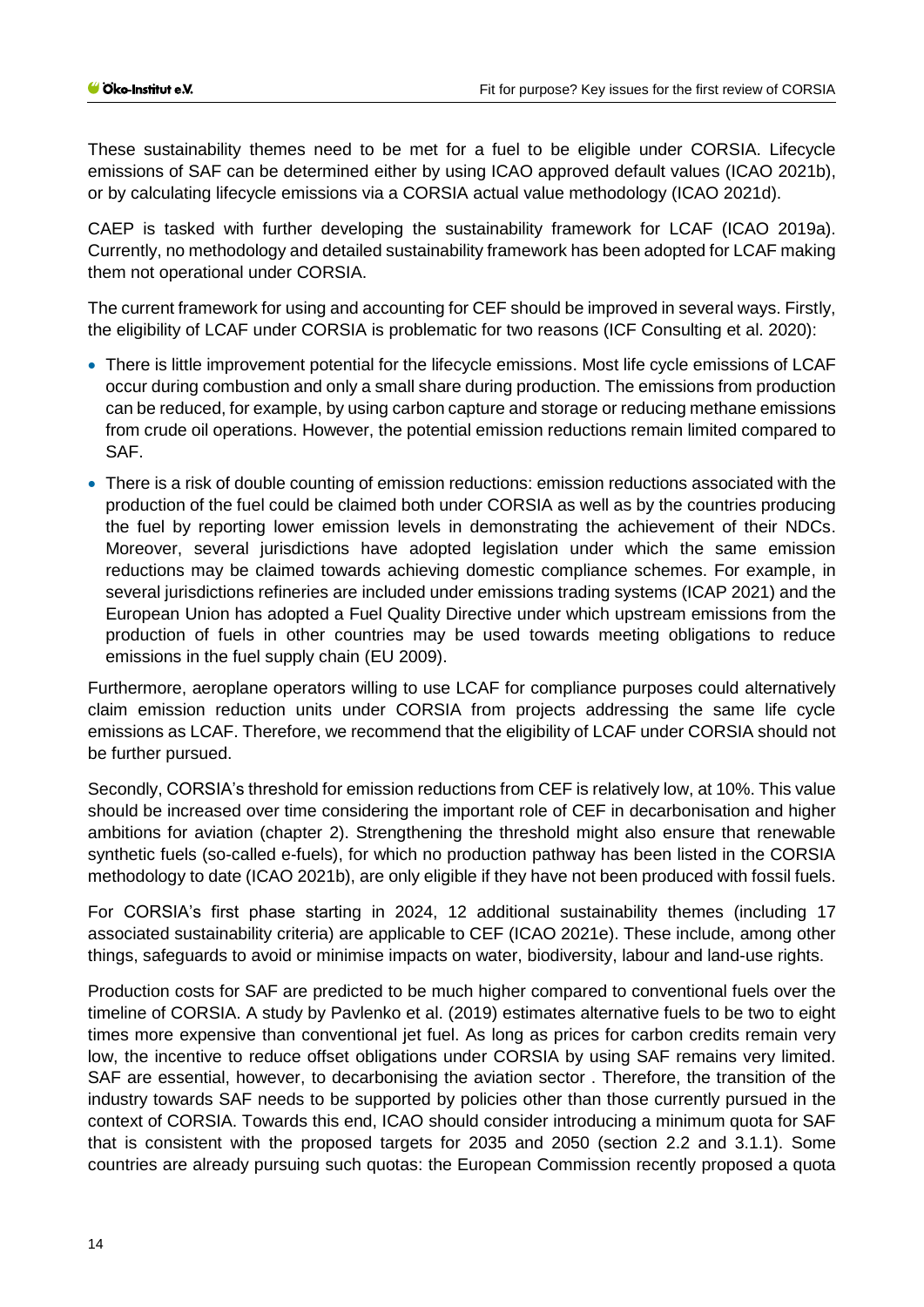These sustainability themes need to be met for a fuel to be eligible under CORSIA. Lifecycle emissions of SAF can be determined either by using ICAO approved default values (ICAO 2021b), or by calculating lifecycle emissions via a CORSIA actual value methodology (ICAO 2021d).

CAEP is tasked with further developing the sustainability framework for LCAF (ICAO 2019a). Currently, no methodology and detailed sustainability framework has been adopted for LCAF making them not operational under CORSIA.

The current framework for using and accounting for CEF should be improved in several ways. Firstly, the eligibility of LCAF under CORSIA is problematic for two reasons (ICF Consulting et al. 2020):

- There is little improvement potential for the lifecycle emissions. Most life cycle emissions of LCAF occur during combustion and only a small share during production. The emissions from production can be reduced, for example, by using carbon capture and storage or reducing methane emissions from crude oil operations. However, the potential emission reductions remain limited compared to SAF.
- There is a risk of double counting of emission reductions: emission reductions associated with the production of the fuel could be claimed both under CORSIA as well as by the countries producing the fuel by reporting lower emission levels in demonstrating the achievement of their NDCs. Moreover, several jurisdictions have adopted legislation under which the same emission reductions may be claimed towards achieving domestic compliance schemes. For example, in several jurisdictions refineries are included under emissions trading systems (ICAP 2021) and the European Union has adopted a Fuel Quality Directive under which upstream emissions from the production of fuels in other countries may be used towards meeting obligations to reduce emissions in the fuel supply chain (EU 2009).

Furthermore, aeroplane operators willing to use LCAF for compliance purposes could alternatively claim emission reduction units under CORSIA from projects addressing the same life cycle emissions as LCAF. Therefore, we recommend that the eligibility of LCAF under CORSIA should not be further pursued.

Secondly, CORSIA's threshold for emission reductions from CEF is relatively low, at 10%. This value should be increased over time considering the important role of CEF in decarbonisation and higher ambitions for aviation (chapter 2). Strengthening the threshold might also ensure that renewable synthetic fuels (so-called e-fuels), for which no production pathway has been listed in the CORSIA methodology to date (ICAO 2021b), are only eligible if they have not been produced with fossil fuels.

For CORSIA's first phase starting in 2024, 12 additional sustainability themes (including 17 associated sustainability criteria) are applicable to CEF (ICAO 2021e). These include, among other things, safeguards to avoid or minimise impacts on water, biodiversity, labour and land-use rights.

Production costs for SAF are predicted to be much higher compared to conventional fuels over the timeline of CORSIA. A study by Pavlenko et al. (2019) estimates alternative fuels to be two to eight times more expensive than conventional jet fuel. As long as prices for carbon credits remain very low, the incentive to reduce offset obligations under CORSIA by using SAF remains very limited. SAF are essential, however, to decarbonising the aviation sector . Therefore, the transition of the industry towards SAF needs to be supported by policies other than those currently pursued in the context of CORSIA. Towards this end, ICAO should consider introducing a minimum quota for SAF that is consistent with the proposed targets for 2035 and 2050 (section 2.2 and 3.1.1). Some countries are already pursuing such quotas: the European Commission recently proposed a quota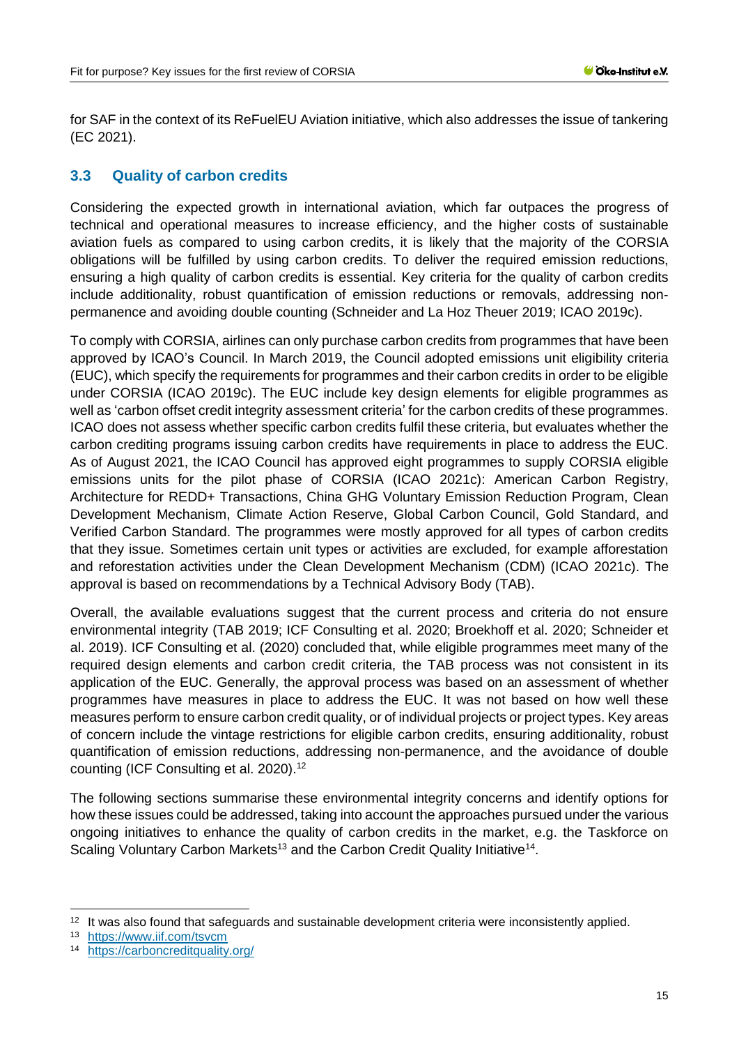for SAF in the context of its ReFuelEU Aviation initiative, which also addresses the issue of tankering (EC 2021).

### 3.3 Quality of carbon credits

Considering the expected growth in international aviation, which far outpaces the progress of technical and operational measures to increase efficiency, and the higher costs of sustainable aviation fuels as compared to using carbon credits, it is likely that the majority of the CORSIA obligations will be fulfilled by using carbon credits. To deliver the required emission reductions, ensuring a high quality of carbon credits is essential. Key criteria for the quality of carbon credits include additionality, robust quantification of emission reductions or removals, addressing non-permanence and avoiding double counting (Schneider and La Hoz Theuer 2019; ICAO 2019c).

To comply with CORSIA, airlines can only purchase carbon credits from programmes that have been approved by ICAO's Council. In March 2019, the Council adopted emissions unit eligibility criteria (EUC), which specify the requirements for programmes and their carbon credits in order to be eligible under CORSIA (ICAO 2019c). The EUC include key design elements for eligible programmes as well as 'carbon offset credit integrity assessment criteria' for the carbon credits of these programmes. ICAO does not assess whether specific carbon credits fulfil these criteria, but evaluates whether the carbon crediting programs issuing carbon credits have requirements in place to address the EUC. As of August 2021, the ICAO Council has approved eight programmes to supply CORSIA eligible emissions units for the pilot phase of CORSIA (ICAO 2021c): American Carbon Registry, Architecture for REDD+ Transactions, China GHG Voluntary Emission Reduction Program, Clean Development Mechanism, Climate Action Reserve, Global Carbon Council, Gold Standard, and Verified Carbon Standard. The programmes were mostly approved for all types of carbon credits that they issue. Sometimes certain unit types or activities are excluded, for example afforestation and reforestation activities under the Clean Development Mechanism (CDM) (ICAO 2021c). The approval is based on recommendations by a Technical Advisory Body (TAB).

Overall, the available evaluations suggest that the current process and criteria do not ensure environmental integrity (TAB 2019; ICF Consulting et al. 2020; Broekhoff et al. 2020; Schneider et al. 2019). ICF Consulting et al. (2020) concluded that, while eligible programmes meet many of the required design elements and carbon credit criteria, the TAB process was not consistent in its application of the EUC. Generally, the approval process was based on an assessment of whether programmes have measures in place to address the EUC. It was not based on how well these measures perform to ensure carbon credit quality, or of individual projects or project types. Key areas of concern include the vintage restrictions for eligible carbon credits, ensuring additionality, robust quantification of emission reductions, addressing non-permanence, and the avoidance of double counting (ICF Consulting et al. 2020).[12]

The following sections summarise these environmental integrity concerns and identify options for how these issues could be addressed, taking into account the approaches pursued under the various ongoing initiatives to enhance the quality of carbon credits in the market, e.g. the Taskforce on Scaling Voluntary Carbon Markets[13] and the Carbon Credit Quality Initiative[14].

---

[12] It was also found that safeguards and sustainable development criteria were inconsistently applied.

[13] https://www.iif.com/tsvcm

[14] https://carboncreditquality.org/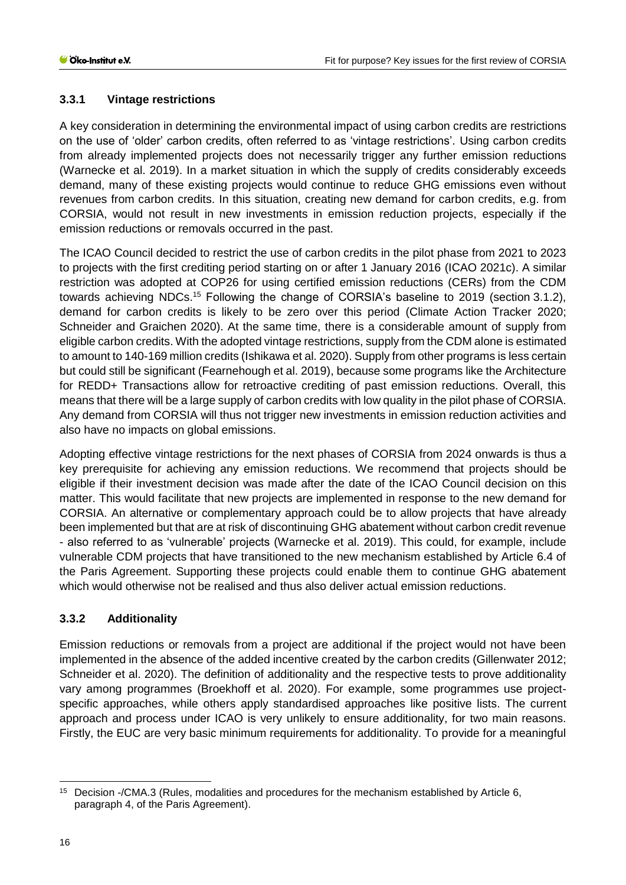### 3.3.1 Vintage restrictions

A key consideration in determining the environmental impact of using carbon credits are restrictions on the use of 'older' carbon credits, often referred to as 'vintage restrictions'. Using carbon credits from already implemented projects does not necessarily trigger any further emission reductions (Warnecke et al. 2019). In a market situation in which the supply of credits considerably exceeds demand, many of these existing projects would continue to reduce GHG emissions even without revenues from carbon credits. In this situation, creating new demand for carbon credits, e.g. from CORSIA, would not result in new investments in emission reduction projects, especially if the emission reductions or removals occurred in the past.

The ICAO Council decided to restrict the use of carbon credits in the pilot phase from 2021 to 2023 to projects with the first crediting period starting on or after 1 January 2016 (ICAO 2021c). A similar restriction was adopted at COP26 for using certified emission reductions (CERs) from the CDM towards achieving NDCs.[15] Following the change of CORSIA's baseline to 2019 (section 3.1.2), demand for carbon credits is likely to be zero over this period (Climate Action Tracker 2020; Schneider and Graichen 2020). At the same time, there is a considerable amount of supply from eligible carbon credits. With the adopted vintage restrictions, supply from the CDM alone is estimated to amount to 140-169 million credits (Ishikawa et al. 2020). Supply from other programs is less certain but could still be significant (Fearnehough et al. 2019), because some programs like the Architecture for REDD+ Transactions allow for retroactive crediting of past emission reductions. Overall, this means that there will be a large supply of carbon credits with low quality in the pilot phase of CORSIA. Any demand from CORSIA will thus not trigger new investments in emission reduction activities and also have no impacts on global emissions.

Adopting effective vintage restrictions for the next phases of CORSIA from 2024 onwards is thus a key prerequisite for achieving any emission reductions. We recommend that projects should be eligible if their investment decision was made after the date of the ICAO Council decision on this matter. This would facilitate that new projects are implemented in response to the new demand for CORSIA. An alternative or complementary approach could be to allow projects that have already been implemented but that are at risk of discontinuing GHG abatement without carbon credit revenue - also referred to as 'vulnerable' projects (Warnecke et al. 2019). This could, for example, include vulnerable CDM projects that have transitioned to the new mechanism established by Article 6.4 of the Paris Agreement. Supporting these projects could enable them to continue GHG abatement which would otherwise not be realised and thus also deliver actual emission reductions.

### 3.3.2 Additionality

Emission reductions or removals from a project are additional if the project would not have been implemented in the absence of the added incentive created by the carbon credits (Gillenwater 2012; Schneider et al. 2020). The definition of additionality and the respective tests to prove additionality vary among programmes (Broekhoff et al. 2020). For example, some programmes use project-specific approaches, while others apply standardised approaches like positive lists. The current approach and process under ICAO is very unlikely to ensure additionality, for two main reasons. Firstly, the EUC are very basic minimum requirements for additionality. To provide for a meaningful

[15] Decision -/CMA.3 (Rules, modalities and procedures for the mechanism established by Article 6, paragraph 4, of the Paris Agreement).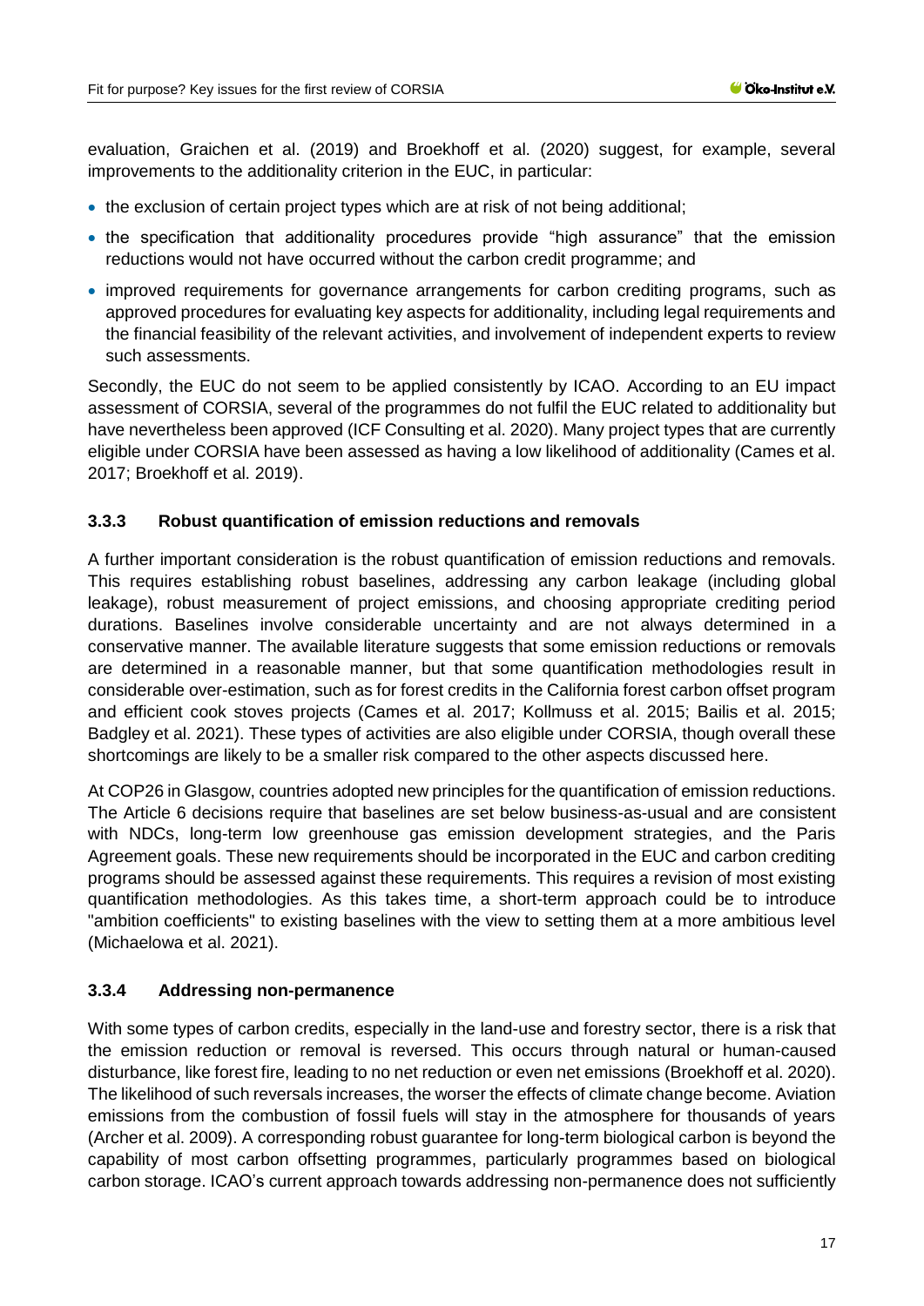evaluation, Graichen et al. (2019) and Broekhoff et al. (2020) suggest, for example, several improvements to the additionality criterion in the EUC, in particular:

- the exclusion of certain project types which are at risk of not being additional;
- the specification that additionality procedures provide "high assurance" that the emission reductions would not have occurred without the carbon credit programme; and
- improved requirements for governance arrangements for carbon crediting programs, such as approved procedures for evaluating key aspects for additionality, including legal requirements and the financial feasibility of the relevant activities, and involvement of independent experts to review such assessments.

Secondly, the EUC do not seem to be applied consistently by ICAO. According to an EU impact assessment of CORSIA, several of the programmes do not fulfil the EUC related to additionality but have nevertheless been approved (ICF Consulting et al. 2020). Many project types that are currently eligible under CORSIA have been assessed as having a low likelihood of additionality (Cames et al. 2017; Broekhoff et al. 2019).

### 3.3.3 Robust quantification of emission reductions and removals

A further important consideration is the robust quantification of emission reductions and removals. This requires establishing robust baselines, addressing any carbon leakage (including global leakage), robust measurement of project emissions, and choosing appropriate crediting period durations. Baselines involve considerable uncertainty and are not always determined in a conservative manner. The available literature suggests that some emission reductions or removals are determined in a reasonable manner, but that some quantification methodologies result in considerable over-estimation, such as for forest credits in the California forest carbon offset program and efficient cook stoves projects (Cames et al. 2017; Kollmuss et al. 2015; Bailis et al. 2015; Badgley et al. 2021). These types of activities are also eligible under CORSIA, though overall these shortcomings are likely to be a smaller risk compared to the other aspects discussed here.

At COP26 in Glasgow, countries adopted new principles for the quantification of emission reductions. The Article 6 decisions require that baselines are set below business-as-usual and are consistent with NDCs, long-term low greenhouse gas emission development strategies, and the Paris Agreement goals. These new requirements should be incorporated in the EUC and carbon crediting programs should be assessed against these requirements. This requires a revision of most existing quantification methodologies. As this takes time, a short-term approach could be to introduce "ambition coefficients" to existing baselines with the view to setting them at a more ambitious level (Michaelowa et al. 2021).

### 3.3.4 Addressing non-permanence

With some types of carbon credits, especially in the land-use and forestry sector, there is a risk that the emission reduction or removal is reversed. This occurs through natural or human-caused disturbance, like forest fire, leading to no net reduction or even net emissions (Broekhoff et al. 2020). The likelihood of such reversals increases, the worser the effects of climate change become. Aviation emissions from the combustion of fossil fuels will stay in the atmosphere for thousands of years (Archer et al. 2009). A corresponding robust guarantee for long-term biological carbon is beyond the capability of most carbon offsetting programmes, particularly programmes based on biological carbon storage. ICAO's current approach towards addressing non-permanence does not sufficiently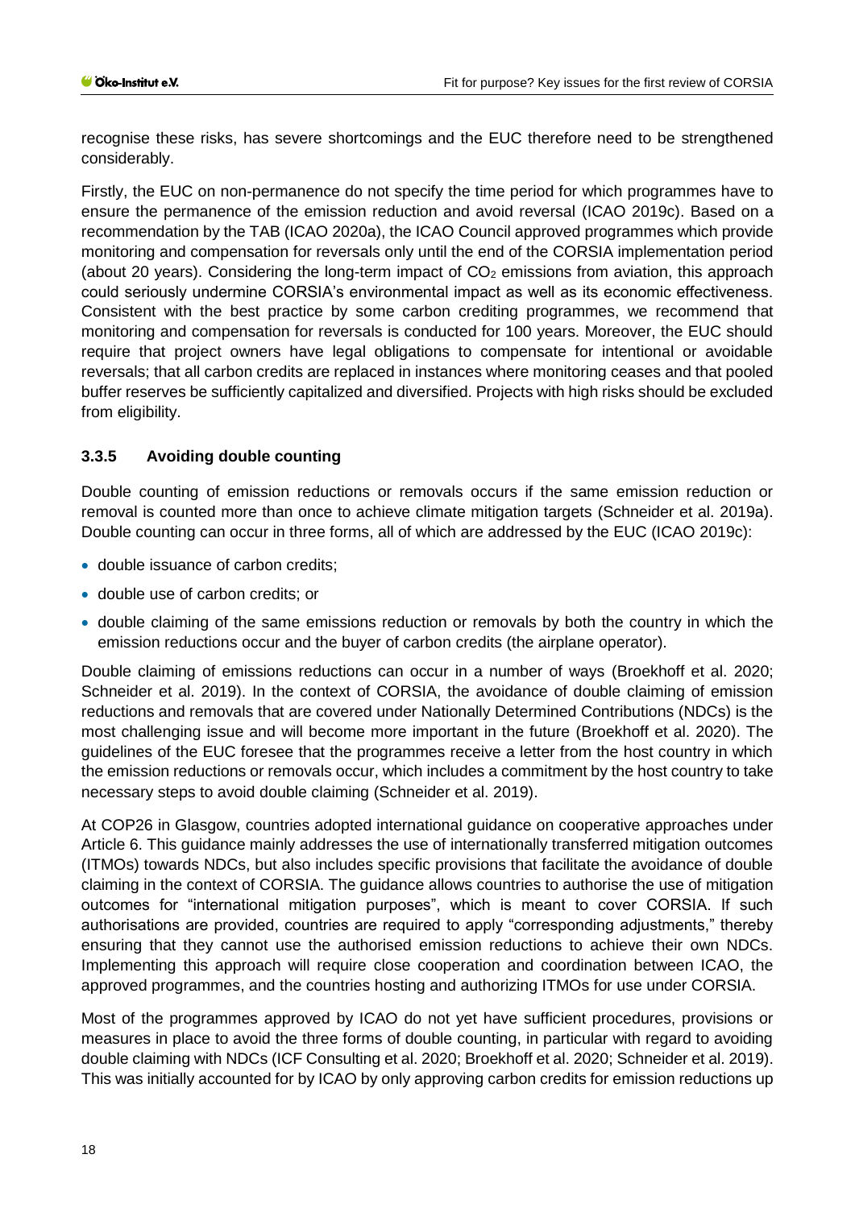recognise these risks, has severe shortcomings and the EUC therefore need to be strengthened considerably.

Firstly, the EUC on non-permanence do not specify the time period for which programmes have to ensure the permanence of the emission reduction and avoid reversal (ICAO 2019c). Based on a recommendation by the TAB (ICAO 2020a), the ICAO Council approved programmes which provide monitoring and compensation for reversals only until the end of the CORSIA implementation period (about 20 years). Considering the long-term impact of $CO_2$ emissions from aviation, this approach could seriously undermine CORSIA's environmental impact as well as its economic effectiveness. Consistent with the best practice by some carbon crediting programmes, we recommend that monitoring and compensation for reversals is conducted for 100 years. Moreover, the EUC should require that project owners have legal obligations to compensate for intentional or avoidable reversals; that all carbon credits are replaced in instances where monitoring ceases and that pooled buffer reserves be sufficiently capitalized and diversified. Projects with high risks should be excluded from eligibility.

### 3.3.5 Avoiding double counting

Double counting of emission reductions or removals occurs if the same emission reduction or removal is counted more than once to achieve climate mitigation targets (Schneider et al. 2019a). Double counting can occur in three forms, all of which are addressed by the EUC (ICAO 2019c):

- double issuance of carbon credits;
- double use of carbon credits; or
- double claiming of the same emissions reduction or removals by both the country in which the emission reductions occur and the buyer of carbon credits (the airplane operator).

Double claiming of emissions reductions can occur in a number of ways (Broekhoff et al. 2020; Schneider et al. 2019). In the context of CORSIA, the avoidance of double claiming of emission reductions and removals that are covered under Nationally Determined Contributions (NDCs) is the most challenging issue and will become more important in the future (Broekhoff et al. 2020). The guidelines of the EUC foresee that the programmes receive a letter from the host country in which the emission reductions or removals occur, which includes a commitment by the host country to take necessary steps to avoid double claiming (Schneider et al. 2019).

At COP26 in Glasgow, countries adopted international guidance on cooperative approaches under Article 6. This guidance mainly addresses the use of internationally transferred mitigation outcomes (ITMOs) towards NDCs, but also includes specific provisions that facilitate the avoidance of double claiming in the context of CORSIA. The guidance allows countries to authorise the use of mitigation outcomes for "international mitigation purposes", which is meant to cover CORSIA. If such authorisations are provided, countries are required to apply "corresponding adjustments," thereby ensuring that they cannot use the authorised emission reductions to achieve their own NDCs. Implementing this approach will require close cooperation and coordination between ICAO, the approved programmes, and the countries hosting and authorizing ITMOs for use under CORSIA.

Most of the programmes approved by ICAO do not yet have sufficient procedures, provisions or measures in place to avoid the three forms of double counting, in particular with regard to avoiding double claiming with NDCs (ICF Consulting et al. 2020; Broekhoff et al. 2020; Schneider et al. 2019). This was initially accounted for by ICAO by only approving carbon credits for emission reductions up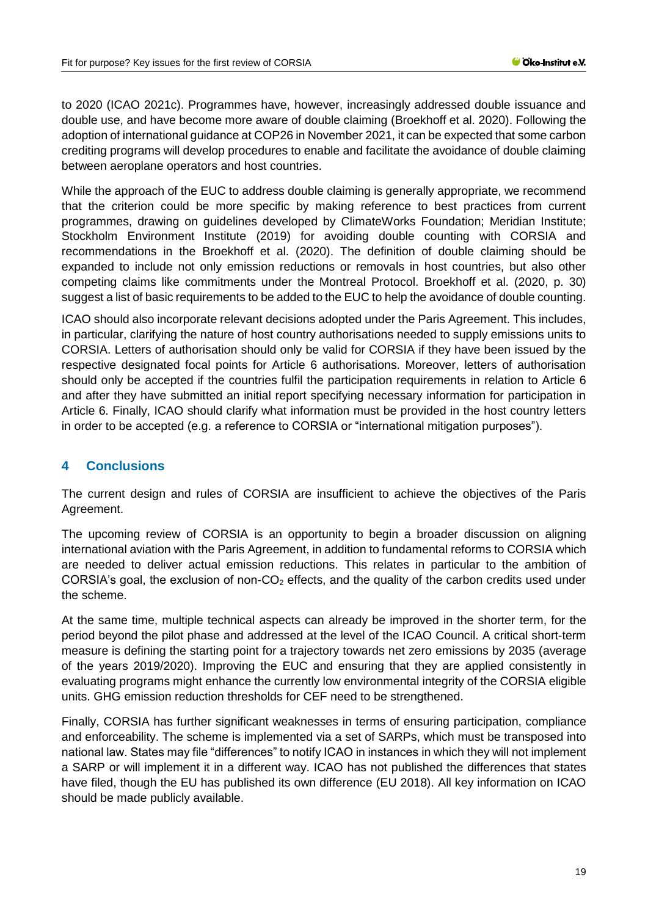to 2020 (ICAO 2021c). Programmes have, however, increasingly addressed double issuance and double use, and have become more aware of double claiming (Broekhoff et al. 2020). Following the adoption of international guidance at COP26 in November 2021, it can be expected that some carbon crediting programs will develop procedures to enable and facilitate the avoidance of double claiming between aeroplane operators and host countries.

While the approach of the EUC to address double claiming is generally appropriate, we recommend that the criterion could be more specific by making reference to best practices from current programmes, drawing on guidelines developed by ClimateWorks Foundation; Meridian Institute; Stockholm Environment Institute (2019) for avoiding double counting with CORSIA and recommendations in the Broekhoff et al. (2020). The definition of double claiming should be expanded to include not only emission reductions or removals in host countries, but also other competing claims like commitments under the Montreal Protocol. Broekhoff et al. (2020, p. 30) suggest a list of basic requirements to be added to the EUC to help the avoidance of double counting.

ICAO should also incorporate relevant decisions adopted under the Paris Agreement. This includes, in particular, clarifying the nature of host country authorisations needed to supply emissions units to CORSIA. Letters of authorisation should only be valid for CORSIA if they have been issued by the respective designated focal points for Article 6 authorisations. Moreover, letters of authorisation should only be accepted if the countries fulfil the participation requirements in relation to Article 6 and after they have submitted an initial report specifying necessary information for participation in Article 6. Finally, ICAO should clarify what information must be provided in the host country letters in order to be accepted (e.g. a reference to CORSIA or "international mitigation purposes").

# 4 Conclusions

The current design and rules of CORSIA are insufficient to achieve the objectives of the Paris Agreement.

The upcoming review of CORSIA is an opportunity to begin a broader discussion on aligning international aviation with the Paris Agreement, in addition to fundamental reforms to CORSIA which are needed to deliver actual emission reductions. This relates in particular to the ambition of CORSIA's goal, the exclusion of non-$CO_2$ effects, and the quality of the carbon credits used under the scheme.

At the same time, multiple technical aspects can already be improved in the shorter term, for the period beyond the pilot phase and addressed at the level of the ICAO Council. A critical short-term measure is defining the starting point for a trajectory towards net zero emissions by 2035 (average of the years 2019/2020). Improving the EUC and ensuring that they are applied consistently in evaluating programs might enhance the currently low environmental integrity of the CORSIA eligible units. GHG emission reduction thresholds for CEF need to be strengthened.

Finally, CORSIA has further significant weaknesses in terms of ensuring participation, compliance and enforceability. The scheme is implemented via a set of SARPs, which must be transposed into national law. States may file "differences" to notify ICAO in instances in which they will not implement a SARP or will implement it in a different way. ICAO has not published the differences that states have filed, though the EU has published its own difference (EU 2018). All key information on ICAO should be made publicly available.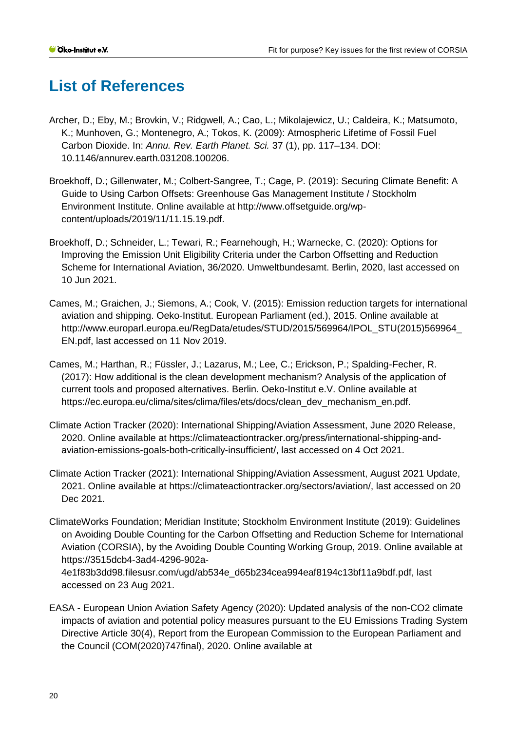# List of References

Archer, D.; Eby, M.; Brovkin, V.; Ridgwell, A.; Cao, L.; Mikolajewicz, U.; Caldeira, K.; Matsumoto, K.; Munhoven, G.; Montenegro, A.; Tokos, K. (2009): Atmospheric Lifetime of Fossil Fuel Carbon Dioxide. In: *Annu. Rev. Earth Planet. Sci.* 37 (1), pp. 117–134. DOI: 10.1146/annurev.earth.031208.100206.

Broekhoff, D.; Gillenwater, M.; Colbert-Sangree, T.; Cage, P. (2019): Securing Climate Benefit: A Guide to Using Carbon Offsets: Greenhouse Gas Management Institute / Stockholm Environment Institute. Online available at http://www.offsetguide.org/wp-content/uploads/2019/11/11.15.19.pdf.

Broekhoff, D.; Schneider, L.; Tewari, R.; Fearnehough, H.; Warnecke, C. (2020): Options for Improving the Emission Unit Eligibility Criteria under the Carbon Offsetting and Reduction Scheme for International Aviation, 36/2020. Umweltbundesamt. Berlin, 2020, last accessed on 10 Jun 2021.

Cames, M.; Graichen, J.; Siemons, A.; Cook, V. (2015): Emission reduction targets for international aviation and shipping. Oeko-Institut. European Parliament (ed.), 2015. Online available at http://www.europarl.europa.eu/RegData/etudes/STUD/2015/569964/IPOL_STU(2015)569964_EN.pdf, last accessed on 11 Nov 2019.

Cames, M.; Harthan, R.; Füssler, J.; Lazarus, M.; Lee, C.; Erickson, P.; Spalding-Fecher, R. (2017): How additional is the clean development mechanism? Analysis of the application of current tools and proposed alternatives. Berlin. Oeko-Institut e.V. Online available at https://ec.europa.eu/clima/sites/clima/files/ets/docs/clean_dev_mechanism_en.pdf.

Climate Action Tracker (2020): International Shipping/Aviation Assessment, June 2020 Release, 2020. Online available at https://climateactiontracker.org/press/international-shipping-and-aviation-emissions-goals-both-critically-insufficient/, last accessed on 4 Oct 2021.

Climate Action Tracker (2021): International Shipping/Aviation Assessment, August 2021 Update, 2021. Online available at https://climateactiontracker.org/sectors/aviation/, last accessed on 20 Dec 2021.

ClimateWorks Foundation; Meridian Institute; Stockholm Environment Institute (2019): Guidelines on Avoiding Double Counting for the Carbon Offsetting and Reduction Scheme for International Aviation (CORSIA), by the Avoiding Double Counting Working Group, 2019. Online available at https://3515dcb4-3ad4-4296-902a-4e1f83b3dd98.filesusr.com/ugd/ab534e_d65b234cea994eaf8194c13bf11a9bdf.pdf, last accessed on 23 Aug 2021.

EASA - European Union Aviation Safety Agency (2020): Updated analysis of the non-CO2 climate impacts of aviation and potential policy measures pursuant to the EU Emissions Trading System Directive Article 30(4), Report from the European Commission to the European Parliament and the Council (COM(2020)747final), 2020. Online available at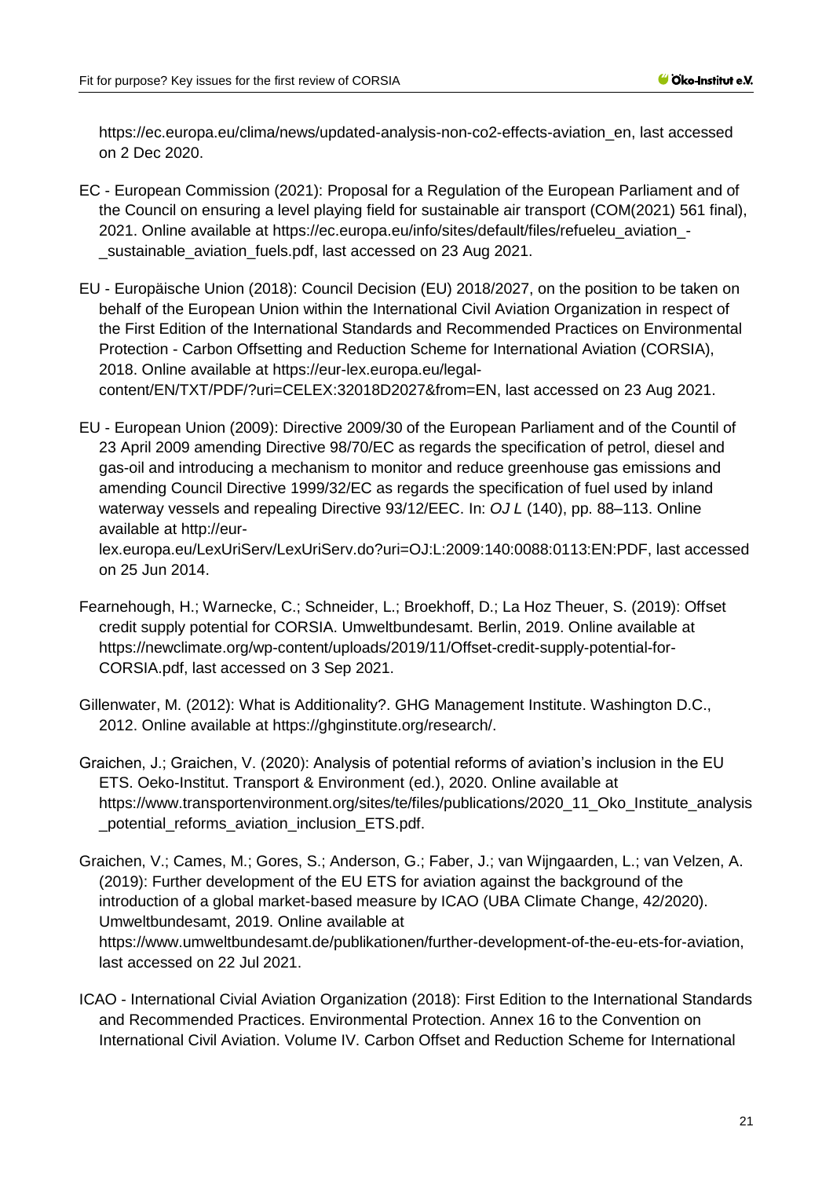https://ec.europa.eu/clima/news/updated-analysis-non-co2-effects-aviation_en, last accessed on 2 Dec 2020.

EC - European Commission (2021): Proposal for a Regulation of the European Parliament and of the Council on ensuring a level playing field for sustainable air transport (COM(2021) 561 final), 2021. Online available at https://ec.europa.eu/info/sites/default/files/refueleu_aviation_-_sustainable_aviation_fuels.pdf, last accessed on 23 Aug 2021.

EU - Europäische Union (2018): Council Decision (EU) 2018/2027, on the position to be taken on behalf of the European Union within the International Civil Aviation Organization in respect of the First Edition of the International Standards and Recommended Practices on Environmental Protection - Carbon Offsetting and Reduction Scheme for International Aviation (CORSIA), 2018. Online available at https://eur-lex.europa.eu/legal-content/EN/TXT/PDF/?uri=CELEX:32018D2027&from=EN, last accessed on 23 Aug 2021.

EU - European Union (2009): Directive 2009/30 of the European Parliament and of the Countil of 23 April 2009 amending Directive 98/70/EC as regards the specification of petrol, diesel and gas-oil and introducing a mechanism to monitor and reduce greenhouse gas emissions and amending Council Directive 1999/32/EC as regards the specification of fuel used by inland waterway vessels and repealing Directive 93/12/EEC. In: *OJ L* (140), pp. 88–113. Online available at http://eur-lex.europa.eu/LexUriServ/LexUriServ.do?uri=OJ:L:2009:140:0088:0113:EN:PDF, last accessed on 25 Jun 2014.

Fearnehough, H.; Warnecke, C.; Schneider, L.; Broekhoff, D.; La Hoz Theuer, S. (2019): Offset credit supply potential for CORSIA. Umweltbundesamt. Berlin, 2019. Online available at https://newclimate.org/wp-content/uploads/2019/11/Offset-credit-supply-potential-for-CORSIA.pdf, last accessed on 3 Sep 2021.

Gillenwater, M. (2012): What is Additionality?. GHG Management Institute. Washington D.C., 2012. Online available at https://ghginstitute.org/research/.

Graichen, J.; Graichen, V. (2020): Analysis of potential reforms of aviation's inclusion in the EU ETS. Oeko-Institut. Transport & Environment (ed.), 2020. Online available at https://www.transportenvironment.org/sites/te/files/publications/2020_11_Oko_Institute_analysis_potential_reforms_aviation_inclusion_ETS.pdf.

Graichen, V.; Cames, M.; Gores, S.; Anderson, G.; Faber, J.; van Wijngaarden, L.; van Velzen, A. (2019): Further development of the EU ETS for aviation against the background of the introduction of a global market-based measure by ICAO (UBA Climate Change, 42/2020). Umweltbundesamt, 2019. Online available at https://www.umweltbundesamt.de/publikationen/further-development-of-the-eu-ets-for-aviation, last accessed on 22 Jul 2021.

ICAO - International Civil Aviation Organization (2018): First Edition to the International Standards and Recommended Practices. Environmental Protection. Annex 16 to the Convention on International Civil Aviation. Volume IV. Carbon Offset and Reduction Scheme for International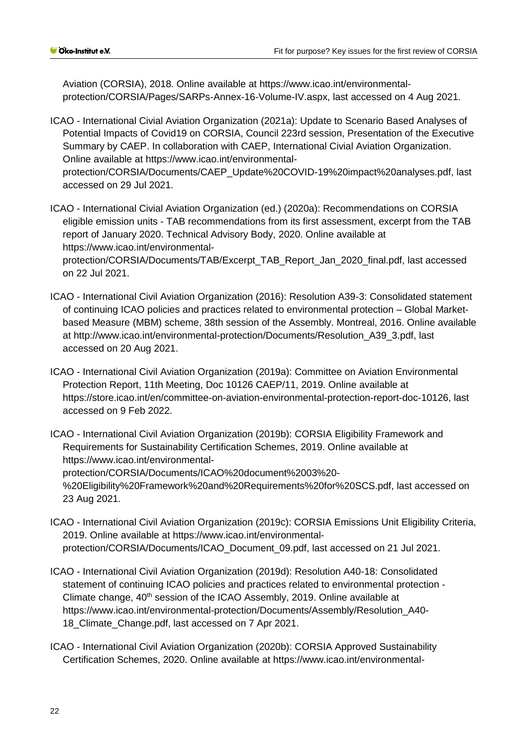Aviation (CORSIA), 2018. Online available at https://www.icao.int/environmental-protection/CORSIA/Pages/SARPs-Annex-16-Volume-IV.aspx, last accessed on 4 Aug 2021.

ICAO - International Civial Aviation Organization (2021a): Update to Scenario Based Analyses of Potential Impacts of Covid19 on CORSIA, Council 223rd session, Presentation of the Executive Summary by CAEP. In collaboration with CAEP, International Civial Aviation Organization. Online available at https://www.icao.int/environmental-protection/CORSIA/Documents/CAEP_Update%20COVID-19%20impact%20analyses.pdf, last accessed on 29 Jul 2021.

ICAO - International Civial Aviation Organization (ed.) (2020a): Recommendations on CORSIA eligible emission units - TAB recommendations from its first assessment, excerpt from the TAB report of January 2020. Technical Advisory Body, 2020. Online available at https://www.icao.int/environmental-protection/CORSIA/Documents/TAB/Excerpt_TAB_Report_Jan_2020_final.pdf, last accessed on 22 Jul 2021.

ICAO - International Civil Aviation Organization (2016): Resolution A39-3: Consolidated statement of continuing ICAO policies and practices related to environmental protection – Global Market-based Measure (MBM) scheme, 38th session of the Assembly. Montreal, 2016. Online available at http://www.icao.int/environmental-protection/Documents/Resolution_A39_3.pdf, last accessed on 20 Aug 2021.

ICAO - International Civil Aviation Organization (2019a): Committee on Aviation Environmental Protection Report, 11th Meeting, Doc 10126 CAEP/11, 2019. Online available at https://store.icao.int/en/committee-on-aviation-environmental-protection-report-doc-10126, last accessed on 9 Feb 2022.

ICAO - International Civil Aviation Organization (2019b): CORSIA Eligibility Framework and Requirements for Sustainability Certification Schemes, 2019. Online available at https://www.icao.int/environmental-protection/CORSIA/Documents/ICAO%20document%2003%20-%20Eligibility%20Framework%20and%20Requirements%20for%20SCS.pdf, last accessed on 23 Aug 2021.

ICAO - International Civil Aviation Organization (2019c): CORSIA Emissions Unit Eligibility Criteria, 2019. Online available at https://www.icao.int/environmental-protection/CORSIA/Documents/ICAO_Document_09.pdf, last accessed on 21 Jul 2021.

ICAO - International Civil Aviation Organization (2019d): Resolution A40-18: Consolidated statement of continuing ICAO policies and practices related to environmental protection - Climate change, 40th session of the ICAO Assembly, 2019. Online available at https://www.icao.int/environmental-protection/Documents/Assembly/Resolution_A40-18_Climate_Change.pdf, last accessed on 7 Apr 2021.

ICAO - International Civil Aviation Organization (2020b): CORSIA Approved Sustainability Certification Schemes, 2020. Online available at https://www.icao.int/environmental-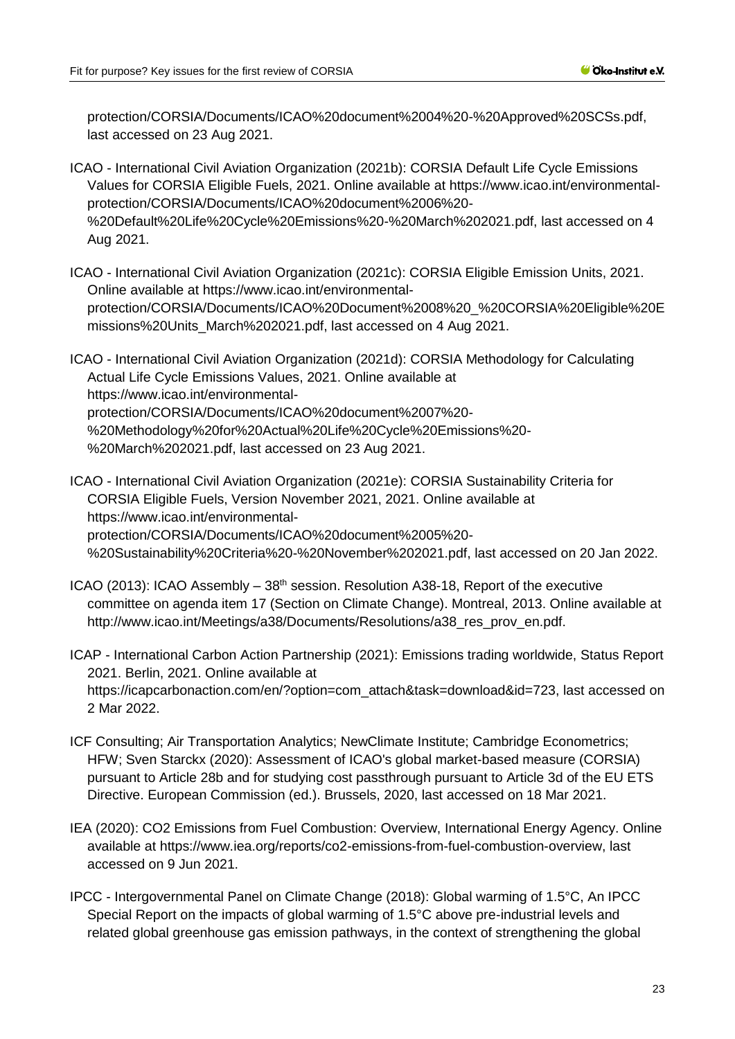protection/CORSIA/Documents/ICAO%20document%2004%20-%20Approved%20SCSs.pdf, last accessed on 23 Aug 2021.

ICAO - International Civil Aviation Organization (2021b): CORSIA Default Life Cycle Emissions Values for CORSIA Eligible Fuels, 2021. Online available at https://www.icao.int/environmental-protection/CORSIA/Documents/ICAO%20document%2006%20-%20Default%20Life%20Cycle%20Emissions%20-%20March%202021.pdf, last accessed on 4 Aug 2021.

ICAO - International Civil Aviation Organization (2021c): CORSIA Eligible Emission Units, 2021. Online available at https://www.icao.int/environmental-protection/CORSIA/Documents/ICAO%20Document%2008%20_%20CORSIA%20Eligible%20Emissions%20Units_March%202021.pdf, last accessed on 4 Aug 2021.

ICAO - International Civil Aviation Organization (2021d): CORSIA Methodology for Calculating Actual Life Cycle Emissions Values, 2021. Online available at https://www.icao.int/environmental-protection/CORSIA/Documents/ICAO%20document%2007%20-%20Methodology%20for%20Actual%20Life%20Cycle%20Emissions%20-%20March%202021.pdf, last accessed on 23 Aug 2021.

ICAO - International Civil Aviation Organization (2021e): CORSIA Sustainability Criteria for CORSIA Eligible Fuels, Version November 2021, 2021. Online available at https://www.icao.int/environmental-protection/CORSIA/Documents/ICAO%20document%2005%20-%20Sustainability%20Criteria%20-%20November%202021.pdf, last accessed on 20 Jan 2022.

ICAO (2013): ICAO Assembly – 38th session. Resolution A38-18, Report of the executive committee on agenda item 17 (Section on Climate Change). Montreal, 2013. Online available at http://www.icao.int/Meetings/a38/Documents/Resolutions/a38_res_prov_en.pdf.

ICAP - International Carbon Action Partnership (2021): Emissions trading worldwide, Status Report 2021. Berlin, 2021. Online available at https://icapcarbonaction.com/en/?option=com_attach&task=download&id=723, last accessed on 2 Mar 2022.

ICF Consulting; Air Transportation Analytics; NewClimate Institute; Cambridge Econometrics; HFW; Sven Starckx (2020): Assessment of ICAO's global market-based measure (CORSIA) pursuant to Article 28b and for studying cost passthrough pursuant to Article 3d of the EU ETS Directive. European Commission (ed.). Brussels, 2020, last accessed on 18 Mar 2021.

IEA (2020): CO2 Emissions from Fuel Combustion: Overview, International Energy Agency. Online available at https://www.iea.org/reports/co2-emissions-from-fuel-combustion-overview, last accessed on 9 Jun 2021.

IPCC - Intergovernmental Panel on Climate Change (2018): Global warming of 1.5°C, An IPCC Special Report on the impacts of global warming of 1.5°C above pre-industrial levels and related global greenhouse gas emission pathways, in the context of strengthening the global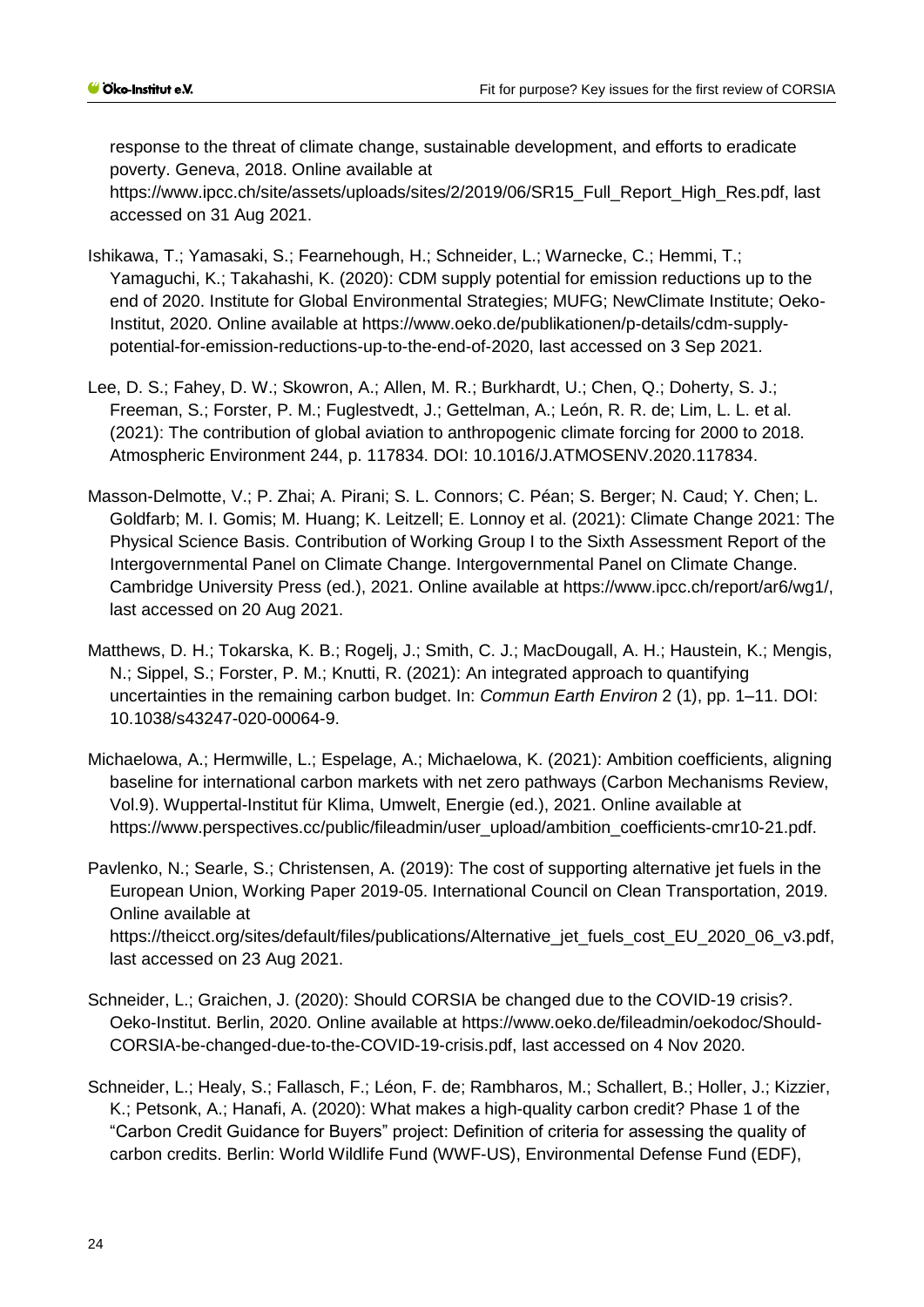response to the threat of climate change, sustainable development, and efforts to eradicate poverty. Geneva, 2018. Online available at https://www.ipcc.ch/site/assets/uploads/sites/2/2019/06/SR15_Full_Report_High_Res.pdf, last accessed on 31 Aug 2021.

Ishikawa, T.; Yamasaki, S.; Fearnehough, H.; Schneider, L.; Warnecke, C.; Hemmi, T.; Yamaguchi, K.; Takahashi, K. (2020): CDM supply potential for emission reductions up to the end of 2020. Institute for Global Environmental Strategies; MUFG; NewClimate Institute; Oeko-Institut, 2020. Online available at https://www.oeko.de/publikationen/p-details/cdm-supply-potential-for-emission-reductions-up-to-the-end-of-2020, last accessed on 3 Sep 2021.

Lee, D. S.; Fahey, D. W.; Skowron, A.; Allen, M. R.; Burkhardt, U.; Chen, Q.; Doherty, S. J.; Freeman, S.; Forster, P. M.; Fuglestvedt, J.; Gettelman, A.; León, R. R. de; Lim, L. L. et al. (2021): The contribution of global aviation to anthropogenic climate forcing for 2000 to 2018. Atmospheric Environment 244, p. 117834. DOI: 10.1016/J.ATMOSENV.2020.117834.

Masson-Delmotte, V.; P. Zhai; A. Pirani; S. L. Connors; C. Péan; S. Berger; N. Caud; Y. Chen; L. Goldfarb; M. I. Gomis; M. Huang; K. Leitzell; E. Lonnoy et al. (2021): Climate Change 2021: The Physical Science Basis. Contribution of Working Group I to the Sixth Assessment Report of the Intergovernmental Panel on Climate Change. Intergovernmental Panel on Climate Change. Cambridge University Press (ed.), 2021. Online available at https://www.ipcc.ch/report/ar6/wg1/, last accessed on 20 Aug 2021.

Matthews, D. H.; Tokarska, K. B.; Rogelj, J.; Smith, C. J.; MacDougall, A. H.; Haustein, K.; Mengis, N.; Sippel, S.; Forster, P. M.; Knutti, R. (2021): An integrated approach to quantifying uncertainties in the remaining carbon budget. In: *Commun Earth Environ* 2 (1), pp. 1–11. DOI: 10.1038/s43247-020-00064-9.

Michaelowa, A.; Hermwille, L.; Espelage, A.; Michaelowa, K. (2021): Ambition coefficients, aligning baseline for international carbon markets with net zero pathways (Carbon Mechanisms Review, Vol.9). Wuppertal-Institut für Klima, Umwelt, Energie (ed.), 2021. Online available at https://www.perspectives.cc/public/fileadmin/user_upload/ambition_coefficients-cmr10-21.pdf.

Pavlenko, N.; Searle, S.; Christensen, A. (2019): The cost of supporting alternative jet fuels in the European Union, Working Paper 2019-05. International Council on Clean Transportation, 2019. Online available at https://theicct.org/sites/default/files/publications/Alternative_jet_fuels_cost_EU_2020_06_v3.pdf, last accessed on 23 Aug 2021.

Schneider, L.; Graichen, J. (2020): Should CORSIA be changed due to the COVID-19 crisis?. Oeko-Institut. Berlin, 2020. Online available at https://www.oeko.de/fileadmin/oekodoc/Should-CORSIA-be-changed-due-to-the-COVID-19-crisis.pdf, last accessed on 4 Nov 2020.

Schneider, L.; Healy, S.; Fallasch, F.; Léon, F. de; Rambharos, M.; Schallert, B.; Holler, J.; Kizzier, K.; Petsonk, A.; Hanafi, A. (2020): What makes a high-quality carbon credit? Phase 1 of the "Carbon Credit Guidance for Buyers" project: Definition of criteria for assessing the quality of carbon credits. Berlin: World Wildlife Fund (WWF-US), Environmental Defense Fund (EDF),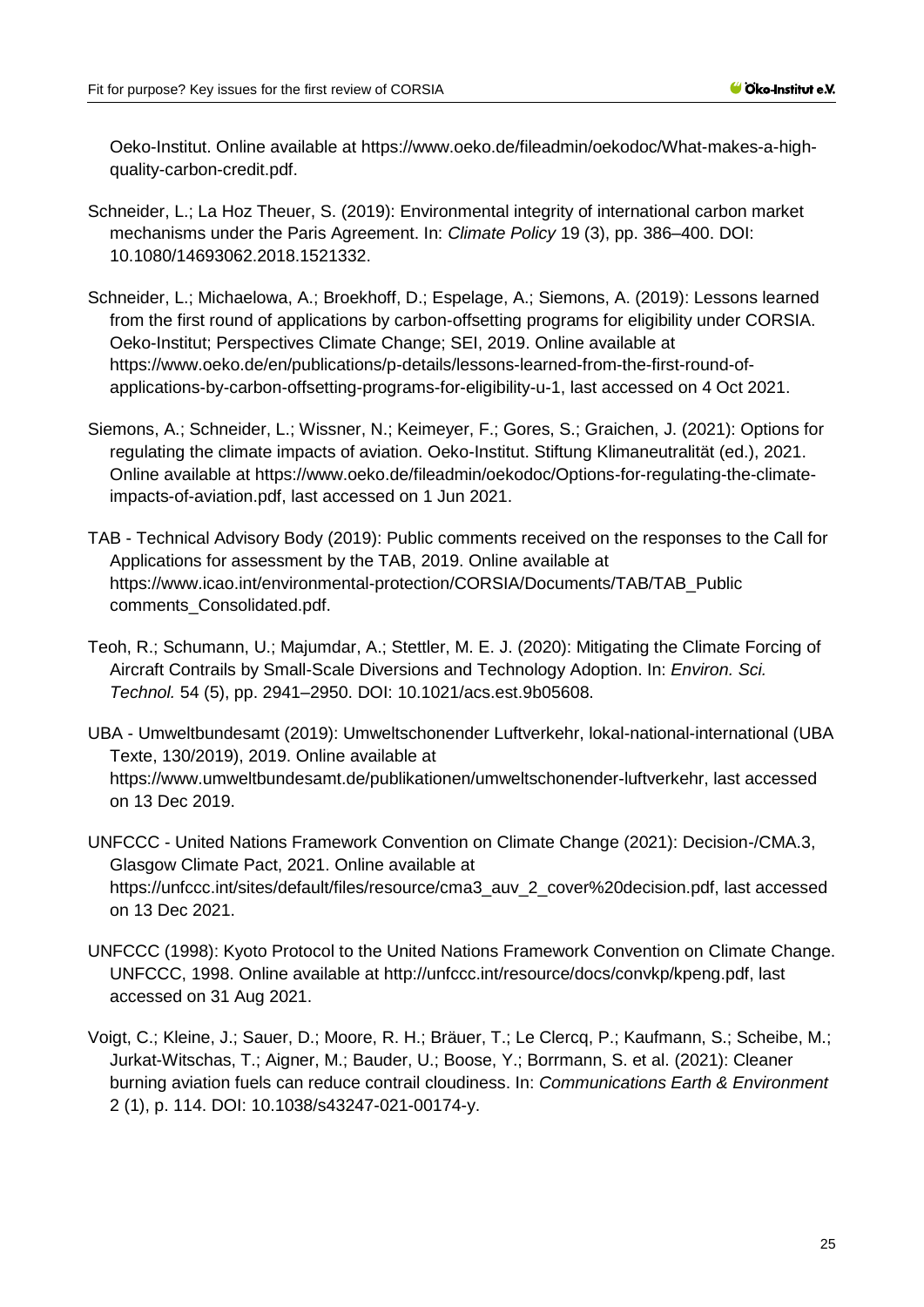Oeko-Institut. Online available at https://www.oeko.de/fileadmin/oekodoc/What-makes-a-high-quality-carbon-credit.pdf.

Schneider, L.; La Hoz Theuer, S. (2019): Environmental integrity of international carbon market mechanisms under the Paris Agreement. In: *Climate Policy* 19 (3), pp. 386–400. DOI: 10.1080/14693062.2018.1521332.

Schneider, L.; Michaelowa, A.; Broekhoff, D.; Espelage, A.; Siemons, A. (2019): Lessons learned from the first round of applications by carbon-offsetting programs for eligibility under CORSIA. Oeko-Institut; Perspectives Climate Change; SEI, 2019. Online available at https://www.oeko.de/en/publications/p-details/lessons-learned-from-the-first-round-of-applications-by-carbon-offsetting-programs-for-eligibility-u-1, last accessed on 4 Oct 2021.

Siemons, A.; Schneider, L.; Wissner, N.; Keimeyer, F.; Gores, S.; Graichen, J. (2021): Options for regulating the climate impacts of aviation. Oeko-Institut. Stiftung Klimaneutralität (ed.), 2021. Online available at https://www.oeko.de/fileadmin/oekodoc/Options-for-regulating-the-climate-impacts-of-aviation.pdf, last accessed on 1 Jun 2021.

TAB - Technical Advisory Body (2019): Public comments received on the responses to the Call for Applications for assessment by the TAB, 2019. Online available at https://www.icao.int/environmental-protection/CORSIA/Documents/TAB/TAB_Public comments_Consolidated.pdf.

Teoh, R.; Schumann, U.; Majumdar, A.; Stettler, M. E. J. (2020): Mitigating the Climate Forcing of Aircraft Contrails by Small-Scale Diversions and Technology Adoption. In: *Environ. Sci. Technol.* 54 (5), pp. 2941–2950. DOI: 10.1021/acs.est.9b05608.

UBA - Umweltbundesamt (2019): Umweltschonender Luftverkehr, lokal-national-international (UBA Texte, 130/2019), 2019. Online available at https://www.umweltbundesamt.de/publikationen/umweltschonender-luftverkehr, last accessed on 13 Dec 2019.

UNFCCC - United Nations Framework Convention on Climate Change (2021): Decision-/CMA.3, Glasgow Climate Pact, 2021. Online available at https://unfccc.int/sites/default/files/resource/cma3_auv_2_cover%20decision.pdf, last accessed on 13 Dec 2021.

UNFCCC (1998): Kyoto Protocol to the United Nations Framework Convention on Climate Change. UNFCCC, 1998. Online available at http://unfccc.int/resource/docs/convkp/kpeng.pdf, last accessed on 31 Aug 2021.

Voigt, C.; Kleine, J.; Sauer, D.; Moore, R. H.; Bräuer, T.; Le Clercq, P.; Kaufmann, S.; Scheibe, M.; Jurkat-Witschas, T.; Aigner, M.; Bauder, U.; Boose, Y.; Borrmann, S. et al. (2021): Cleaner burning aviation fuels can reduce contrail cloudiness. In: *Communications Earth & Environment* 2 (1), p. 114. DOI: 10.1038/s43247-021-00174-y.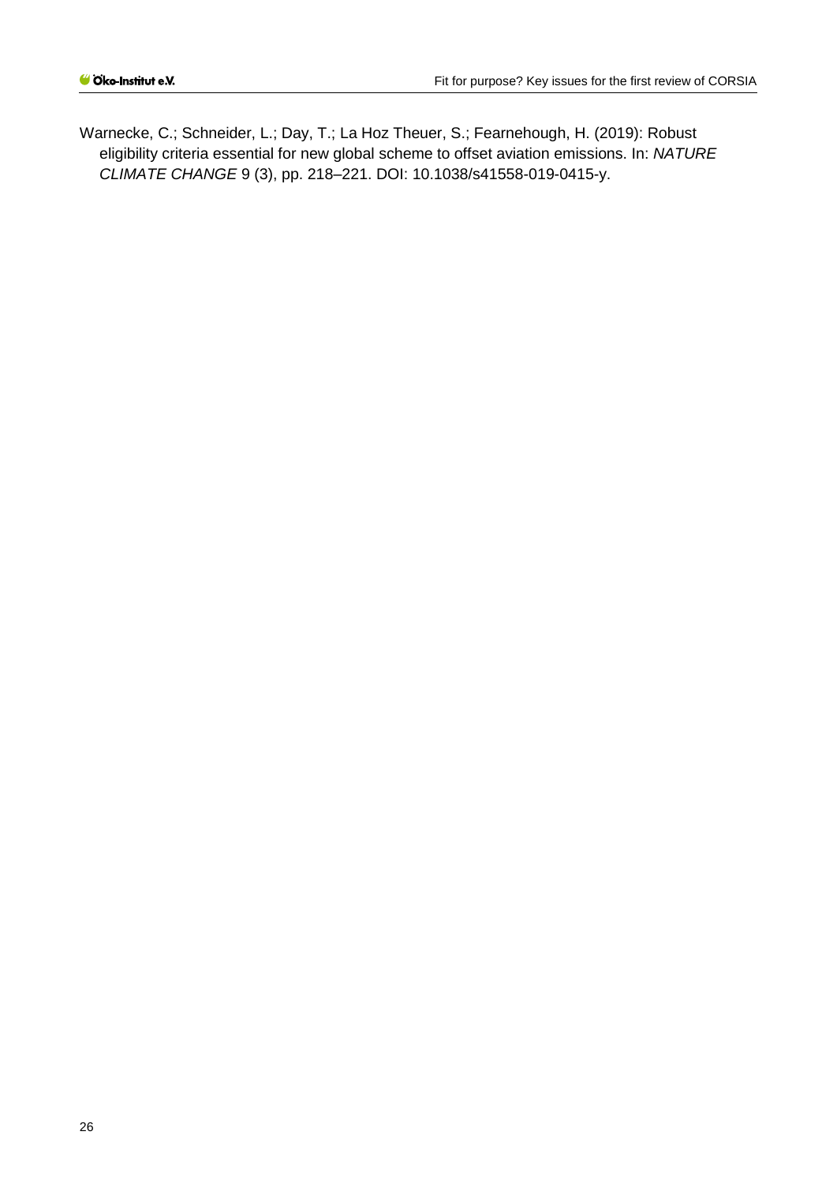Warnecke, C.; Schneider, L.; Day, T.; La Hoz Theuer, S.; Fearnehough, H. (2019): Robust eligibility criteria essential for new global scheme to offset aviation emissions. In: *NATURE CLIMATE CHANGE* 9 (3), pp. 218–221. DOI: 10.1038/s41558-019-0415-y.